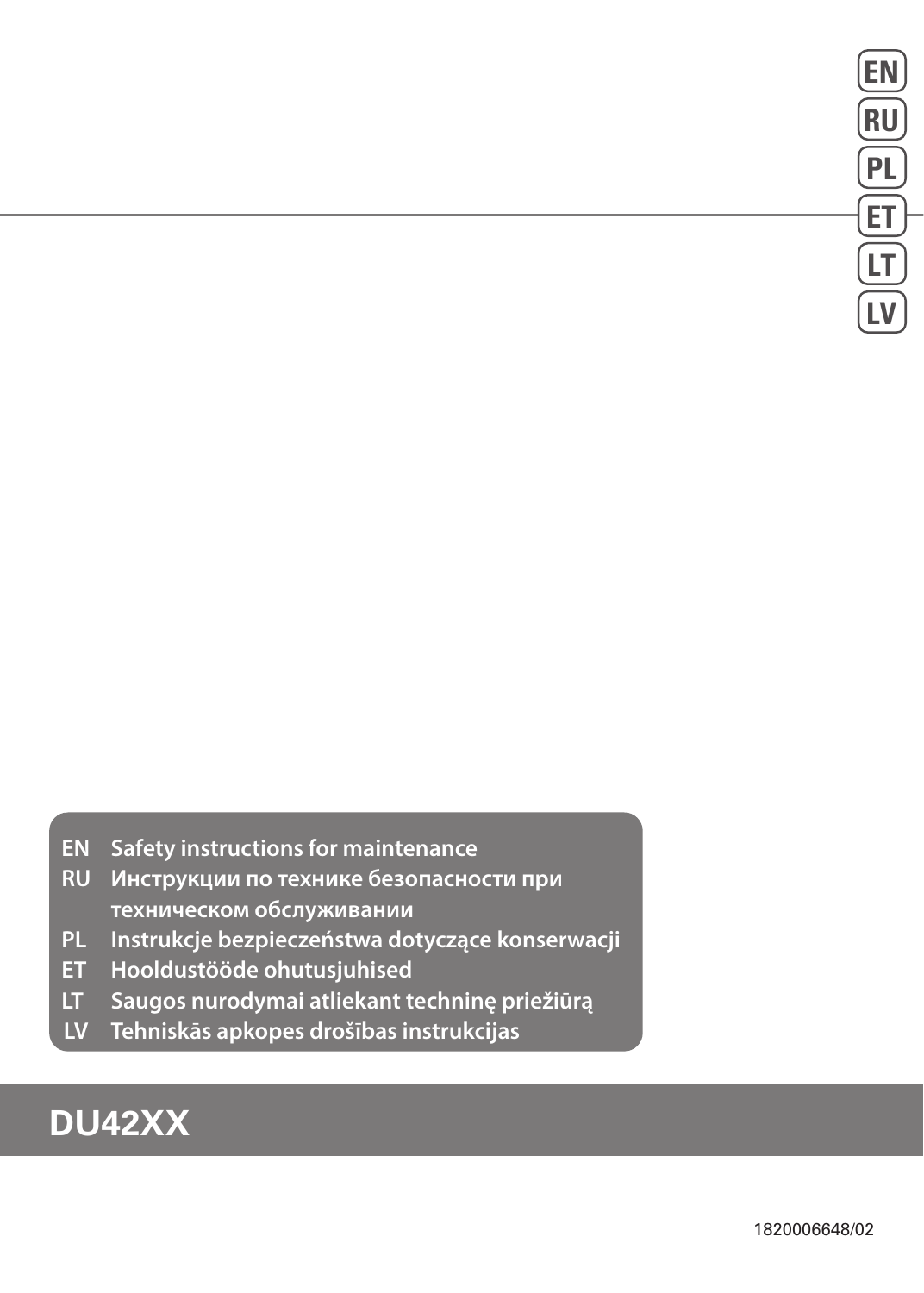EN
RU
PL
ET
LT
LV

EN Safety instructions for maintenance
RU Инструкции по технике безопасности при техническом обслуживании
PL Instrukcje bezpieczeństwa dotyczące konserwacji
ET Hooldustööde ohutusjuhised
LT Saugos nurodymai atliekant techninę priežiūrą
LV Tehniskās apkopes drošības instrukcijas

# DU42XX

1820006648/02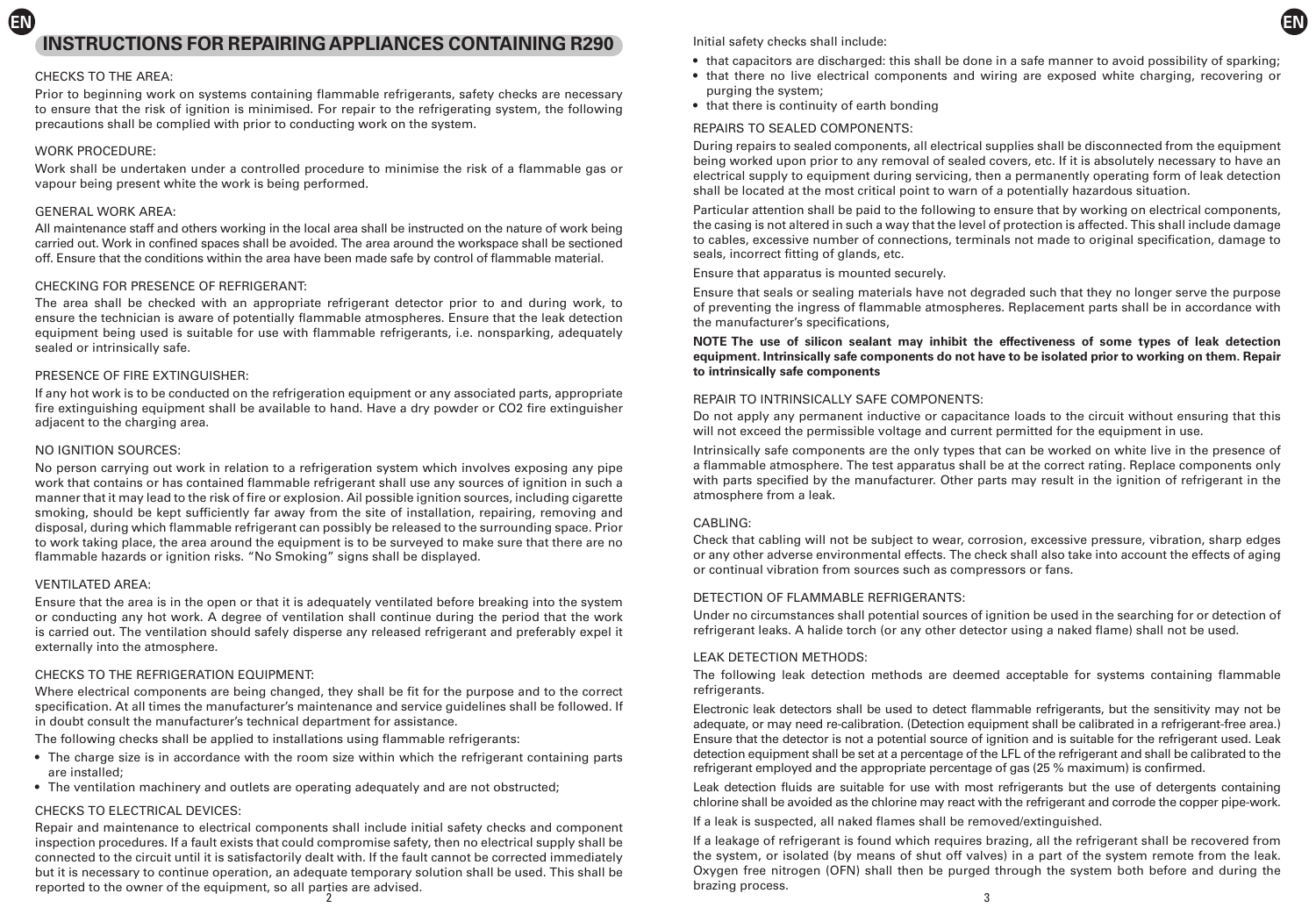# INSTRUCTIONS FOR REPAIRING APPLIANCES CONTAINING R290

CHECKS TO THE AREA:

Prior to beginning work on systems containing flammable refrigerants, safety checks are necessary to ensure that the risk of ignition is minimised. For repair to the refrigerating system, the following precautions shall be complied with prior to conducting work on the system.

WORK PROCEDURE:

Work shall be undertaken under a controlled procedure to minimise the risk of a flammable gas or vapour being present white the work is being performed.

GENERAL WORK AREA:

All maintenance staff and others working in the local area shall be instructed on the nature of work being carried out. Work in confined spaces shall be avoided. The area around the workspace shall be sectioned off. Ensure that the conditions within the area have been made safe by control of flammable material.

CHECKING FOR PRESENCE OF REFRIGERANT:

The area shall be checked with an appropriate refrigerant detector prior to and during work, to ensure the technician is aware of potentially flammable atmospheres. Ensure that the leak detection equipment being used is suitable for use with flammable refrigerants, i.e. nonsparking, adequately sealed or intrinsically safe.

PRESENCE OF FIRE EXTINGUISHER:

If any hot work is to be conducted on the refrigeration equipment or any associated parts, appropriate fire extinguishing equipment shall be available to hand. Have a dry powder or CO2 fire extinguisher adjacent to the charging area.

NO IGNITION SOURCES:

No person carrying out work in relation to a refrigeration system which involves exposing any pipe work that contains or has contained flammable refrigerant shall use any sources of ignition in such a manner that it may lead to the risk of fire or explosion. Ail possible ignition sources, including cigarette smoking, should be kept sufficiently far away from the site of installation, repairing, removing and disposal, during which flammable refrigerant can possibly be released to the surrounding space. Prior to work taking place, the area around the equipment is to be surveyed to make sure that there are no flammable hazards or ignition risks. "No Smoking" signs shall be displayed.

VENTILATED AREA:

Ensure that the area is in the open or that it is adequately ventilated before breaking into the system or conducting any hot work. A degree of ventilation shall continue during the period that the work is carried out. The ventilation should safely disperse any released refrigerant and preferably expel it externally into the atmosphere.

CHECKS TO THE REFRIGERATION EQUIPMENT:

Where electrical components are being changed, they shall be fit for the purpose and to the correct specification. At all times the manufacturer's maintenance and service guidelines shall be followed. If in doubt consult the manufacturer's technical department for assistance.

The following checks shall be applied to installations using flammable refrigerants:

- The charge size is in accordance with the room size within which the refrigerant containing parts are installed;
- The ventilation machinery and outlets are operating adequately and are not obstructed;

CHECKS TO ELECTRICAL DEVICES:

Repair and maintenance to electrical components shall include initial safety checks and component inspection procedures. If a fault exists that could compromise safety, then no electrical supply shall be connected to the circuit until it is satisfactorily dealt with. If the fault cannot be corrected immediately but it is necessary to continue operation, an adequate temporary solution shall be used. This shall be reported to the owner of the equipment, so all parties are advised.

Initial safety checks shall include:

- that capacitors are discharged: this shall be done in a safe manner to avoid possibility of sparking;
- that there no live electrical components and wiring are exposed white charging, recovering or purging the system;
- that there is continuity of earth bonding

REPAIRS TO SEALED COMPONENTS:

During repairs to sealed components, all electrical supplies shall be disconnected from the equipment being worked upon prior to any removal of sealed covers, etc. If it is absolutely necessary to have an electrical supply to equipment during servicing, then a permanently operating form of leak detection shall be located at the most critical point to warn of a potentially hazardous situation.

Particular attention shall be paid to the following to ensure that by working on electrical components, the casing is not altered in such a way that the level of protection is affected. This shall include damage to cables, excessive number of connections, terminals not made to original specification, damage to seals, incorrect fitting of glands, etc.

Ensure that apparatus is mounted securely.

Ensure that seals or sealing materials have not degraded such that they no longer serve the purpose of preventing the ingress of flammable atmospheres. Replacement parts shall be in accordance with the manufacturer's specifications,

**NOTE The use of silicon sealant may inhibit the effectiveness of some types of leak detection equipment. Intrinsically safe components do not have to be isolated prior to working on them. Repair to intrinsically safe components**

REPAIR TO INTRINSICALLY SAFE COMPONENTS:

Do not apply any permanent inductive or capacitance loads to the circuit without ensuring that this will not exceed the permissible voltage and current permitted for the equipment in use.

Intrinsically safe components are the only types that can be worked on white live in the presence of a flammable atmosphere. The test apparatus shall be at the correct rating. Replace components only with parts specified by the manufacturer. Other parts may result in the ignition of refrigerant in the atmosphere from a leak.

CABLING:

Check that cabling will not be subject to wear, corrosion, excessive pressure, vibration, sharp edges or any other adverse environmental effects. The check shall also take into account the effects of aging or continual vibration from sources such as compressors or fans.

DETECTION OF FLAMMABLE REFRIGERANTS:

Under no circumstances shall potential sources of ignition be used in the searching for or detection of refrigerant leaks. A halide torch (or any other detector using a naked flame) shall not be used.

LEAK DETECTION METHODS:

The following leak detection methods are deemed acceptable for systems containing flammable refrigerants.

Electronic leak detectors shall be used to detect flammable refrigerants, but the sensitivity may not be adequate, or may need re-calibration. (Detection equipment shall be calibrated in a refrigerant-free area.) Ensure that the detector is not a potential source of ignition and is suitable for the refrigerant used. Leak detection equipment shall be set at a percentage of the LFL of the refrigerant and shall be calibrated to the refrigerant employed and the appropriate percentage of gas (25 % maximum) is confirmed.

Leak detection fluids are suitable for use with most refrigerants but the use of detergents containing chlorine shall be avoided as the chlorine may react with the refrigerant and corrode the copper pipe-work.

If a leak is suspected, all naked flames shall be removed/extinguished.

If a leakage of refrigerant is found which requires brazing, all the refrigerant shall be recovered from the system, or isolated (by means of shut off valves) in a part of the system remote from the leak. Oxygen free nitrogen (OFN) shall then be purged through the system both before and during the brazing process.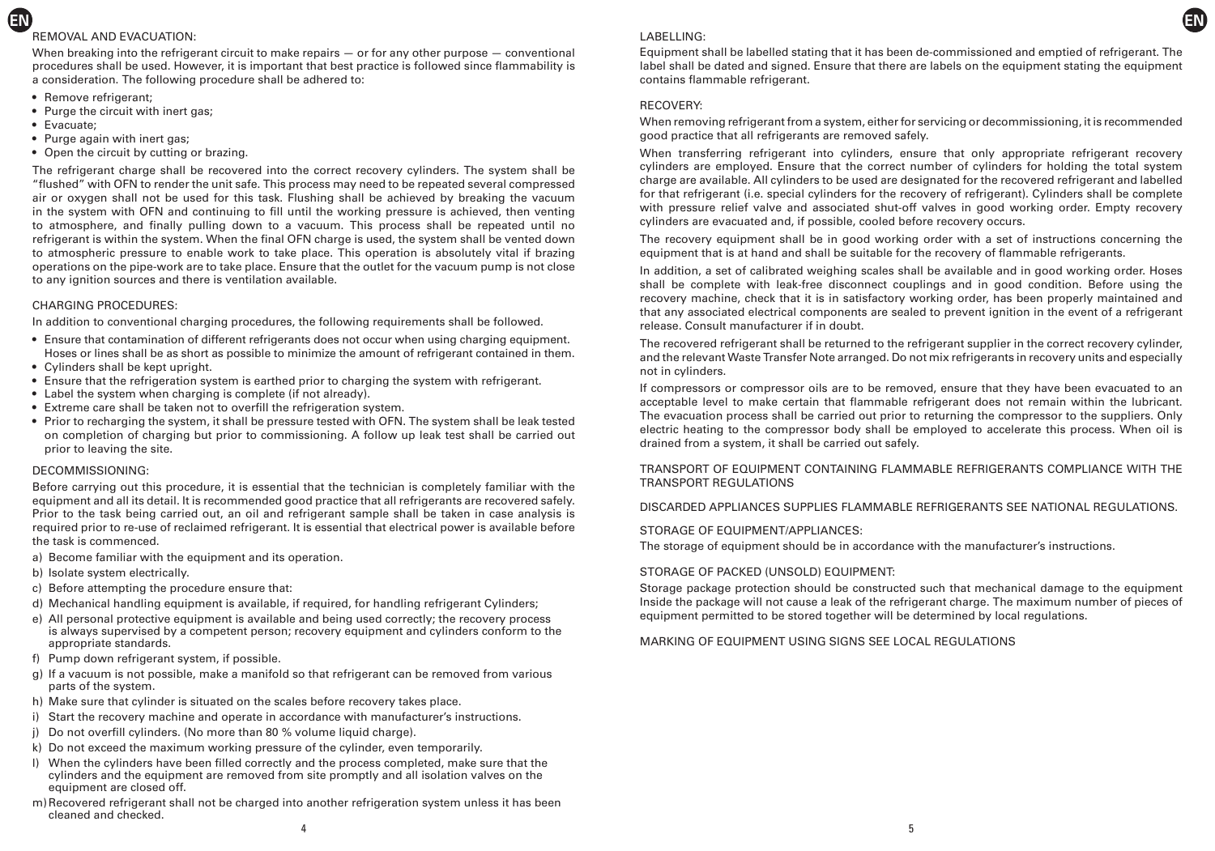## REMOVAL AND EVACUATION:

When breaking into the refrigerant circuit to make repairs — or for any other purpose — conventional procedures shall be used. However, it is important that best practice is followed since flammability is a consideration. The following procedure shall be adhered to:

- Remove refrigerant;
- Purge the circuit with inert gas;
- Evacuate;
- Purge again with inert gas;
- Open the circuit by cutting or brazing.

The refrigerant charge shall be recovered into the correct recovery cylinders. The system shall be "flushed" with OFN to render the unit safe. This process may need to be repeated several compressed air or oxygen shall not be used for this task. Flushing shall be achieved by breaking the vacuum in the system with OFN and continuing to fill until the working pressure is achieved, then venting to atmosphere, and finally pulling down to a vacuum. This process shall be repeated until no refrigerant is within the system. When the final OFN charge is used, the system shall be vented down to atmospheric pressure to enable work to take place. This operation is absolutely vital if brazing operations on the pipe-work are to take place. Ensure that the outlet for the vacuum pump is not close to any ignition sources and there is ventilation available.

## CHARGING PROCEDURES:

In addition to conventional charging procedures, the following requirements shall be followed.

- Ensure that contamination of different refrigerants does not occur when using charging equipment. Hoses or lines shall be as short as possible to minimize the amount of refrigerant contained in them.
- Cylinders shall be kept upright.
- Ensure that the refrigeration system is earthed prior to charging the system with refrigerant.
- Label the system when charging is complete (if not already).
- Extreme care shall be taken not to overfill the refrigeration system.
- Prior to recharging the system, it shall be pressure tested with OFN. The system shall be leak tested on completion of charging but prior to commissioning. A follow up leak test shall be carried out prior to leaving the site.

## DECOMMISSIONING:

Before carrying out this procedure, it is essential that the technician is completely familiar with the equipment and all its detail. It is recommended good practice that all refrigerants are recovered safely. Prior to the task being carried out, an oil and refrigerant sample shall be taken in case analysis is required prior to re-use of reclaimed refrigerant. It is essential that electrical power is available before the task is commenced.

a) Become familiar with the equipment and its operation.
b) Isolate system electrically.
c) Before attempting the procedure ensure that:
d) Mechanical handling equipment is available, if required, for handling refrigerant Cylinders;
e) All personal protective equipment is available and being used correctly; the recovery process is always supervised by a competent person; recovery equipment and cylinders conform to the appropriate standards.
f) Pump down refrigerant system, if possible.
g) If a vacuum is not possible, make a manifold so that refrigerant can be removed from various parts of the system.
h) Make sure that cylinder is situated on the scales before recovery takes place.
i) Start the recovery machine and operate in accordance with manufacturer's instructions.
j) Do not overfill cylinders. (No more than 80 % volume liquid charge).
k) Do not exceed the maximum working pressure of the cylinder, even temporarily.
l) When the cylinders have been filled correctly and the process completed, make sure that the cylinders and the equipment are removed from site promptly and all isolation valves on the equipment are closed off.
m) Recovered refrigerant shall not be charged into another refrigeration system unless it has been cleaned and checked.

## LABELLING:

Equipment shall be labelled stating that it has been de-commissioned and emptied of refrigerant. The label shall be dated and signed. Ensure that there are labels on the equipment stating the equipment contains flammable refrigerant.

## RECOVERY:

When removing refrigerant from a system, either for servicing or decommissioning, it is recommended good practice that all refrigerants are removed safely.

When transferring refrigerant into cylinders, ensure that only appropriate refrigerant recovery cylinders are employed. Ensure that the correct number of cylinders for holding the total system charge are available. All cylinders to be used are designated for the recovered refrigerant and labelled for that refrigerant (i.e. special cylinders for the recovery of refrigerant). Cylinders shall be complete with pressure relief valve and associated shut-off valves in good working order. Empty recovery cylinders are evacuated and, if possible, cooled before recovery occurs.

The recovery equipment shall be in good working order with a set of instructions concerning the equipment that is at hand and shall be suitable for the recovery of flammable refrigerants.

In addition, a set of calibrated weighing scales shall be available and in good working order. Hoses shall be complete with leak-free disconnect couplings and in good condition. Before using the recovery machine, check that it is in satisfactory working order, has been properly maintained and that any associated electrical components are sealed to prevent ignition in the event of a refrigerant release. Consult manufacturer if in doubt.

The recovered refrigerant shall be returned to the refrigerant supplier in the correct recovery cylinder, and the relevant Waste Transfer Note arranged. Do not mix refrigerants in recovery units and especially not in cylinders.

If compressors or compressor oils are to be removed, ensure that they have been evacuated to an acceptable level to make certain that flammable refrigerant does not remain within the lubricant. The evacuation process shall be carried out prior to returning the compressor to the suppliers. Only electric heating to the compressor body shall be employed to accelerate this process. When oil is drained from a system, it shall be carried out safely.

## TRANSPORT OF EQUIPMENT CONTAINING FLAMMABLE REFRIGERANTS COMPLIANCE WITH THE TRANSPORT REGULATIONS

## DISCARDED APPLIANCES SUPPLIES FLAMMABLE REFRIGERANTS SEE NATIONAL REGULATIONS.

## STORAGE OF EQUIPMENT/APPLIANCES:

The storage of equipment should be in accordance with the manufacturer's instructions.

## STORAGE OF PACKED (UNSOLD) EQUIPMENT:

Storage package protection should be constructed such that mechanical damage to the equipment Inside the package will not cause a leak of the refrigerant charge. The maximum number of pieces of equipment permitted to be stored together will be determined by local regulations.

## MARKING OF EQUIPMENT USING SIGNS SEE LOCAL REGULATIONS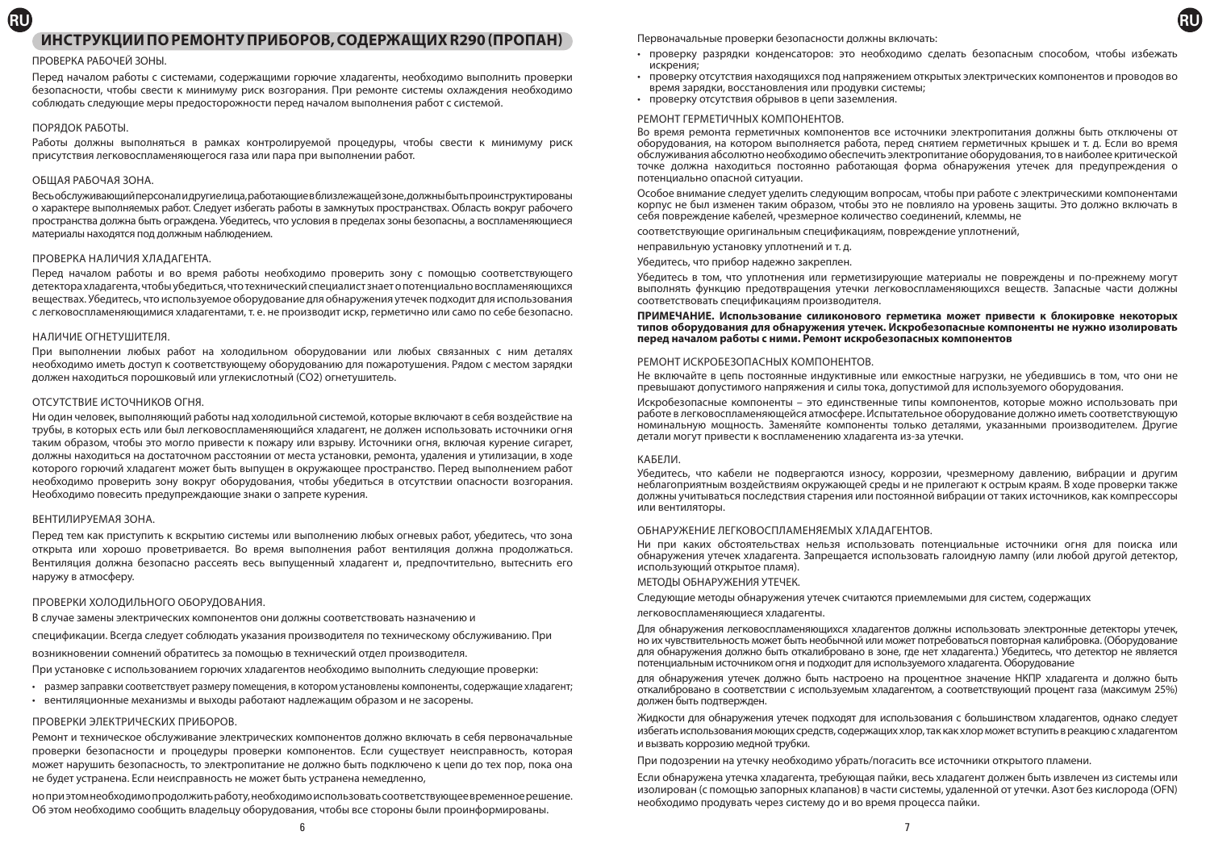# ИНСТРУКЦИИ ПО РЕМОНТУ ПРИБОРОВ, СОДЕРЖАЩИХ R290 (ПРОПАН)

ПРОВЕРКА РАБОЧЕЙ ЗОНЫ.

Перед началом работы с системами, содержащими горючие хладагенты, необходимо выполнить проверки безопасности, чтобы свести к минимуму риск возгорания. При ремонте системы охлаждения необходимо соблюдать следующие меры предосторожности перед началом выполнения работ с системой.

ПОРЯДОК РАБОТЫ.

Работы должны выполняться в рамках контролируемой процедуры, чтобы свести к минимуму риск присутствия легковоспламеняющегося газа или пара при выполнении работ.

ОБЩАЯ РАБОЧАЯ ЗОНА.

Весь обслуживающий персонал и другие лица, работающие в близлежащей зоне, должны быть проинструктированы о характере выполняемых работ. Следует избегать работы в замкнутых пространствах. Область вокруг рабочего пространства должна быть ограждена. Убедитесь, что условия в пределах зоны безопасны, а воспламеняющиеся материалы находятся под должным наблюдением.

ПРОВЕРКА НАЛИЧИЯ ХЛАДАГЕНТА.

Перед началом работы и во время работы необходимо проверить зону с помощью соответствующего детектора хладагента, чтобы убедиться, что технический специалист знает о потенциально воспламеняющихся веществах. Убедитесь, что используемое оборудование для обнаружения утечек подходит для использования с легковоспламеняющимися хладагентами, т. е. не производит искр, герметично или само по себе безопасно.

НАЛИЧИЕ ОГНЕТУШИТЕЛЯ.

При выполнении любых работ на холодильном оборудовании или любых связанных с ним деталях необходимо иметь доступ к соответствующему оборудованию для пожаротушения. Рядом с местом зарядки должен находиться порошковый или углекислотный ($CO_2$) огнетушитель.

ОТСУТСТВИЕ ИСТОЧНИКОВ ОГНЯ.

Ни один человек, выполняющий работы над холодильной системой, которые включают в себя воздействие на трубы, в которых есть или был легковоспламеняющийся хладагент, не должен использовать источники огня таким образом, чтобы это могло привести к пожару или взрыву. Источники огня, включая курение сигарет, должны находиться на достаточном расстоянии от места установки, ремонта, удаления и утилизации, в ходе которого горючий хладагент может быть выпущен в окружающее пространство. Перед выполнением работ необходимо проверить зону вокруг оборудования, чтобы убедиться в отсутствии опасности возгорания. Необходимо повесить предупреждающие знаки о запрете курения.

ВЕНТИЛИРУЕМАЯ ЗОНА.

Перед тем как приступить к вскрытию системы или выполнению любых огневых работ, убедитесь, что зона открыта или хорошо проветривается. Во время выполнения работ вентиляция должна продолжаться. Вентиляция должна безопасно рассеять весь выпущенный хладагент и, предпочтительно, вытеснить его наружу в атмосферу.

ПРОВЕРКИ ХОЛОДИЛЬНОГО ОБОРУДОВАНИЯ.

В случае замены электрических компонентов они должны соответствовать назначению и

спецификации. Всегда следует соблюдать указания производителя по техническому обслуживанию. При

возникновении сомнений обратитесь за помощью в технический отдел производителя.

При установке с использованием горючих хладагентов необходимо выполнить следующие проверки:

- размер заправки соответствует размеру помещения, в котором установлены компоненты, содержащие хладагент;
- вентиляционные механизмы и выходы работают надлежащим образом и не засорены.

ПРОВЕРКИ ЭЛЕКТРИЧЕСКИХ ПРИБОРОВ.

Ремонт и техническое обслуживание электрических компонентов должно включать в себя первоначальные проверки безопасности и процедуры проверки компонентов. Если существует неисправность, которая может нарушить безопасность, то электропитание не должно быть подключено к цепи до тех пор, пока она не будет устранена. Если неисправность не может быть устранена немедленно,

но при этом необходимо продолжать работу, необходимо использовать соответствующее временное решение. Об этом необходимо сообщить владельцу оборудования, чтобы все стороны были проинформированы.

Первоначальные проверки безопасности должны включать:

- проверку разрядки конденсаторов: это необходимо сделать безопасным способом, чтобы избежать искрения;
- проверку отсутствия находящихся под напряжением открытых электрических компонентов и проводов во время зарядки, восстановления или продувки системы;
- проверку отсутствия обрывов в цепи заземления.

РЕМОНТ ГЕРМЕТИЧНЫХ КОМПОНЕНТОВ.

Во время ремонта герметичных компонентов все источники электропитания должны быть отключены от оборудования, на котором выполняется работа, перед снятием герметичных крышек и т. д. Если во время обслуживания абсолютно необходимо обеспечить электропитание оборудования, то в наиболее критической точке должна находиться постоянно работающая форма обнаружения утечек для предупреждения о потенциально опасной ситуации.

Особое внимание следует уделить следующим вопросам, чтобы при работе с электрическими компонентами корпус не был изменен таким образом, чтобы это не повлияло на уровень защиты. Это должно включать в себя повреждение кабелей, чрезмерное количество соединений, клеммы, не

соответствующие оригинальным спецификациям, повреждение уплотнений,

неправильную установку уплотнений и т. д.

Убедитесь, что прибор надежно закреплен.

Убедитесь в том, что уплотнения или герметизирующие материалы не повреждены и по-прежнему могут выполнять функцию предотвращения утечки легковоспламеняющихся веществ. Запасные части должны соответствовать спецификациям производителя.

**ПРИМЕЧАНИЕ. Использование силиконового герметика может привести к блокировке некоторых типов оборудования для обнаружения утечек. Искробезопасные компоненты не нужно изолировать перед началом работы с ними. Ремонт искробезопасных компонентов**

РЕМОНТ ИСКРОБЕЗОПАСНЫХ КОМПОНЕНТОВ.

Не включайте в цепь постоянные индуктивные или емкостные нагрузки, не убедившись в том, что они не превышают допустимого напряжения и силы тока, допустимой для используемого оборудования.

Искробезопасные компоненты – это единственные типы компонентов, которые можно использовать при работе в легковоспламеняющейся атмосфере. Испытательное оборудование должно иметь соответствующую номинальную мощность. Заменяйте компоненты только деталями, указанными производителем. Другие детали могут привести к воспламенению хладагента из-за утечки.

КАБЕЛИ.

Убедитесь, что кабели не подвергаются износу, коррозии, чрезмерному давлению, вибрации и другим неблагоприятным воздействиям окружающей среды и не прилегают к острым краям. В ходе проверки также должны учитываться последствия старения или постоянной вибрации от таких источников, как компрессоры или вентиляторы.

ОБНАРУЖЕНИЕ ЛЕГКОВОСПЛАМЕНЯЕМЫХ ХЛАДАГЕНТОВ.

Ни при каких обстоятельствах нельзя использовать потенциальные источники огня для поиска или обнаружения утечек хладагента. Запрещается использовать галоидную лампу (или любой другой детектор, использующий открытое пламя).

МЕТОДЫ ОБНАРУЖЕНИЯ УТЕЧЕК.

Следующие методы обнаружения утечек считаются приемлемыми для систем, содержащих

легковоспламеняющиеся хладагенты.

Для обнаружения легковоспламеняющихся хладагентов должны использовать электронные детекторы утечек, но их чувствительность может быть необычной или может потребоваться повторная калибровка. (Оборудование для обнаружения должно быть откалибровано в зоне, где нет хладагента.) Убедитесь, что детектор не является потенциальным источником огня и подходит для используемого хладагента. Оборудование

для обнаружения утечек должно быть настроено на процентное значение НКПР хладагента и должно быть откалибровано в соответствии с используемым хладагентом, а соответствующий процент газа (максимум 25%) должен быть подтвержден.

Жидкости для обнаружения утечек подходят для использования с большинством хладагентов, однако следует избегать использования моющих средств, содержащих хлор, так как хлор может вступить в реакцию с хладагентом и вызвать коррозию медной трубки.

При подозрении на утечку необходимо убрать/погасить все источники открытого пламени.

Если обнаружена утечка хладагента, требующая пайки, весь хладагент должен быть извлечен из системы или изолирован (с помощью запорных клапанов) в части системы, удаленной от утечки. Азот без кислорода (OFN) необходимо продувать через систему до и во время процесса пайки.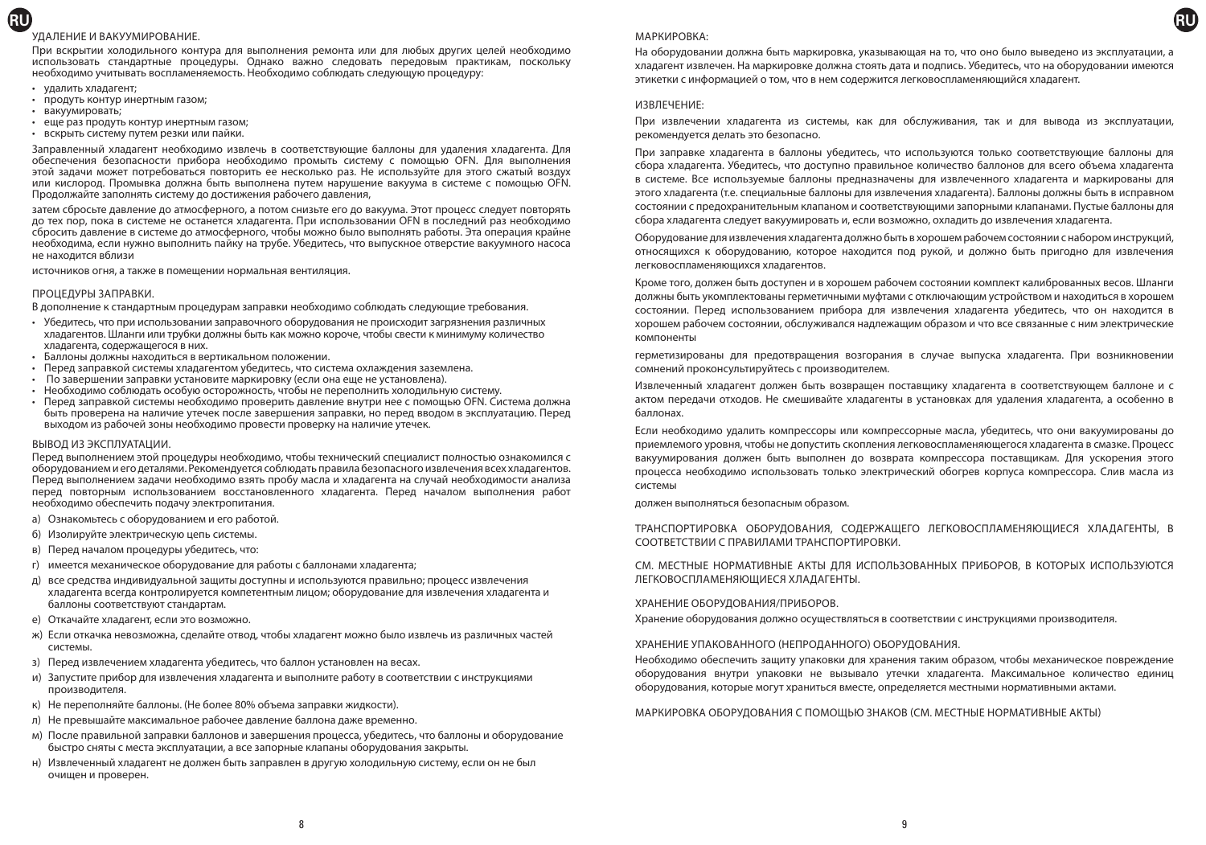## УДАЛЕНИЕ И ВАКУУМИРОВАНИЕ.

При вскрытии холодильного контура для выполнения ремонта или для любых других целей необходимо использовать стандартные процедуры. Однако важно следовать передовым практикам, поскольку необходимо учитывать воспламеняемость. Необходимо соблюдать следующую процедуру:

- удалить хладагент;
- продуть контур инертным газом;
- вакуумировать;
- еще раз продуть контур инертным газом;
- вскрыть систему путем резки или пайки.

Заправленный хладагент необходимо извлечь в соответствующие баллоны для удаления хладагента. Для обеспечения безопасности прибора необходимо промыть систему с помощью OFN. Для выполнения этой задачи может потребоваться повторить ее несколько раз. Не используйте для этого сжатый воздух или кислород. Промывка должна быть выполнена путем нарушение вакуума в системе с помощью OFN. Продолжайте заполнять систему до достижения рабочего давления,

затем сбросьте давление до атмосферного, а потом снизьте его до вакуума. Этот процесс следует повторять до тех пор, пока в системе не останется хладагента. При использовании OFN в последний раз необходимо сбросить давление в системе до атмосферного, чтобы можно было выполнять работы. Эта операция крайне необходима, если нужно выполнить пайку на трубе. Убедитесь, что выпускное отверстие вакуумного насоса не находится вблизи

источников огня, а также в помещении нормальная вентиляция.

## ПРОЦЕДУРЫ ЗАПРАВКИ.

В дополнение к стандартным процедурам заправки необходимо соблюдать следующие требования.

- Убедитесь, что при использовании заправочного оборудования не происходит загрязнения различных хладагентов. Шланги или трубки должны быть как можно короче, чтобы свести к минимуму количество хладагента, содержащегося в них.
- Баллоны должны находиться в вертикальном положении.
- Перед заправкой системы хладагентом убедитесь, что система охлаждения заземлена.
- По завершении заправки установите маркировку (если она еще не установлена).
- Необходимо соблюдать особую осторожность, чтобы не переполнить холодильную систему.
- Перед заправкой системы необходимо проверить давление внутри нее с помощью OFN. Система должна быть проверена на наличие утечек после завершения заправки, но перед вводом в эксплуатацию. Перед выходом из рабочей зоны необходимо провести проверку на наличие утечек.

## ВЫВОД ИЗ ЭКСПЛУАТАЦИИ.

Перед выполнением этой процедуры необходимо, чтобы технический специалист полностью ознакомился с оборудованием и его деталями. Рекомендуется соблюдать правила безопасного извлечения всех хладагентов. Перед выполнением задачи необходимо взять пробу масла и хладагента на случай необходимости анализа перед повторным использованием восстановленного хладагента. Перед началом выполнения работ необходимо обеспечить подачу электропитания.

а) Ознакомьтесь с оборудованием и его работой.

б) Изолируйте электрическую цепь системы.

в) Перед началом процедуры убедитесь, что:

г) имеется механическое оборудование для работы с баллонами хладагента;

д) все средства индивидуальной защиты доступны и используются правильно; процесс извлечения хладагента всегда контролируется компетентным лицом; оборудование для извлечения хладагента и баллоны соответствуют стандартам.

е) Откачайте хладагент, если это возможно.

ж) Если откачка невозможна, сделайте отвод, чтобы хладагент можно было извлечь из различных частей системы.

з) Перед извлечением хладагента убедитесь, что баллон установлен на весах.

и) Запустите прибор для извлечения хладагента и выполните работу в соответствии с инструкциями производителя.

к) Не переполняйте баллоны. (Не более 80% объема заправки жидкости).

л) Не превышайте максимальное рабочее давление баллона даже временно.

м) После правильной заправки баллонов и завершения процесса, убедитесь, что баллоны и оборудование быстро сняты с места эксплуатации, а все запорные клапаны оборудования закрыты.

н) Извлеченный хладагент не должен быть заправлен в другую холодильную систему, если он не был очищен и проверен.

## МАРКИРОВКА:

На оборудовании должна быть маркировка, указывающая на то, что оно было выведено из эксплуатации, а хладагент извлечен. На маркировке должна стоять дата и подпись. Убедитесь, что на оборудовании имеются этикетки с информацией о том, что в нем содержится легковоспламеняющийся хладагент.

## ИЗВЛЕЧЕНИЕ:

При извлечении хладагента из системы, как для обслуживания, так и для вывода из эксплуатации, рекомендуется делать это безопасно.

При заправке хладагента в баллоны убедитесь, что используются только соответствующие баллоны для сбора хладагента. Убедитесь, что доступно правильное количество баллонов для всего объема хладагента в системе. Все используемые баллоны предназначены для извлеченного хладагента и маркированы для этого хладагента (т.е. специальные баллоны для извлечения хладагента). Баллоны должны быть в исправном состоянии с предохранительным клапаном и соответствующими запорными клапанами. Пустые баллоны для сбора хладагента следует вакуумировать и, если возможно, охладить до извлечения хладагента.

Оборудование для извлечения хладагента должно быть в хорошем рабочем состоянии с набором инструкций, относящихся к оборудованию, которое находится под рукой, и должно быть пригодно для извлечения легковоспламеняющихся хладагентов.

Кроме того, должен быть доступен и в хорошем рабочем состоянии комплект калиброванных весов. Шланги должны быть укомплектованы герметичными муфтами с отключающим устройством и находиться в хорошем состоянии. Перед использованием прибора для извлечения хладагента убедитесь, что он находится в хорошем рабочем состоянии, обслуживался надлежащим образом и что все связанные с ним электрические компоненты

герметизированы для предотвращения возгорания в случае выпуска хладагента. При возникновении сомнений проконсультируйтесь с производителем.

Извлеченный хладагент должен быть возвращен поставщику хладагента в соответствующем баллоне и с актом передачи отходов. Не смешивайте хладагенты в установках для удаления хладагента, а особенно в баллонах.

Если необходимо удалить компрессоры или компрессорные масла, убедитесь, что они вакуумированы до приемлемого уровня, чтобы не допустить скопления легковоспламеняющегося хладагента в смазке. Процесс вакуумирования должен быть выполнен до возврата компрессора поставщикам. Для ускорения этого процесса необходимо использовать только электрический обогрев корпуса компрессора. Слив масла из системы

должен выполняться безопасным образом.

## ТРАНСПОРТИРОВКА ОБОРУДОВАНИЯ, СОДЕРЖАЩЕГО ЛЕГКОВОСПЛАМЕНЯЮЩИЕСЯ ХЛАДАГЕНТЫ, В СООТВЕТСТВИИ С ПРАВИЛАМИ ТРАНСПОРТИРОВКИ.

## СМ. МЕСТНЫЕ НОРМАТИВНЫЕ АКТЫ ДЛЯ ИСПОЛЬЗОВАННЫХ ПРИБОРОВ, В КОТОРЫХ ИСПОЛЬЗУЮТСЯ ЛЕГКОВОСПЛАМЕНЯЮЩИЕСЯ ХЛАДАГЕНТЫ.

## ХРАНЕНИЕ ОБОРУДОВАНИЯ/ПРИБОРОВ.

Хранение оборудования должно осуществляться в соответствии с инструкциями производителя.

## ХРАНЕНИЕ УПАКОВАННОГО (НЕПРОДАННОГО) ОБОРУДОВАНИЯ.

Необходимо обеспечить защиту упаковки для хранения таким образом, чтобы механическое повреждение оборудования внутри упаковки не вызывало утечки хладагента. Максимальное количество единиц оборудования, которые могут храниться вместе, определяется местными нормативными актами.

## МАРКИРОВКА ОБОРУДОВАНИЯ С ПОМОЩЬЮ ЗНАКОВ (СМ. МЕСТНЫЕ НОРМАТИВНЫЕ АКТЫ)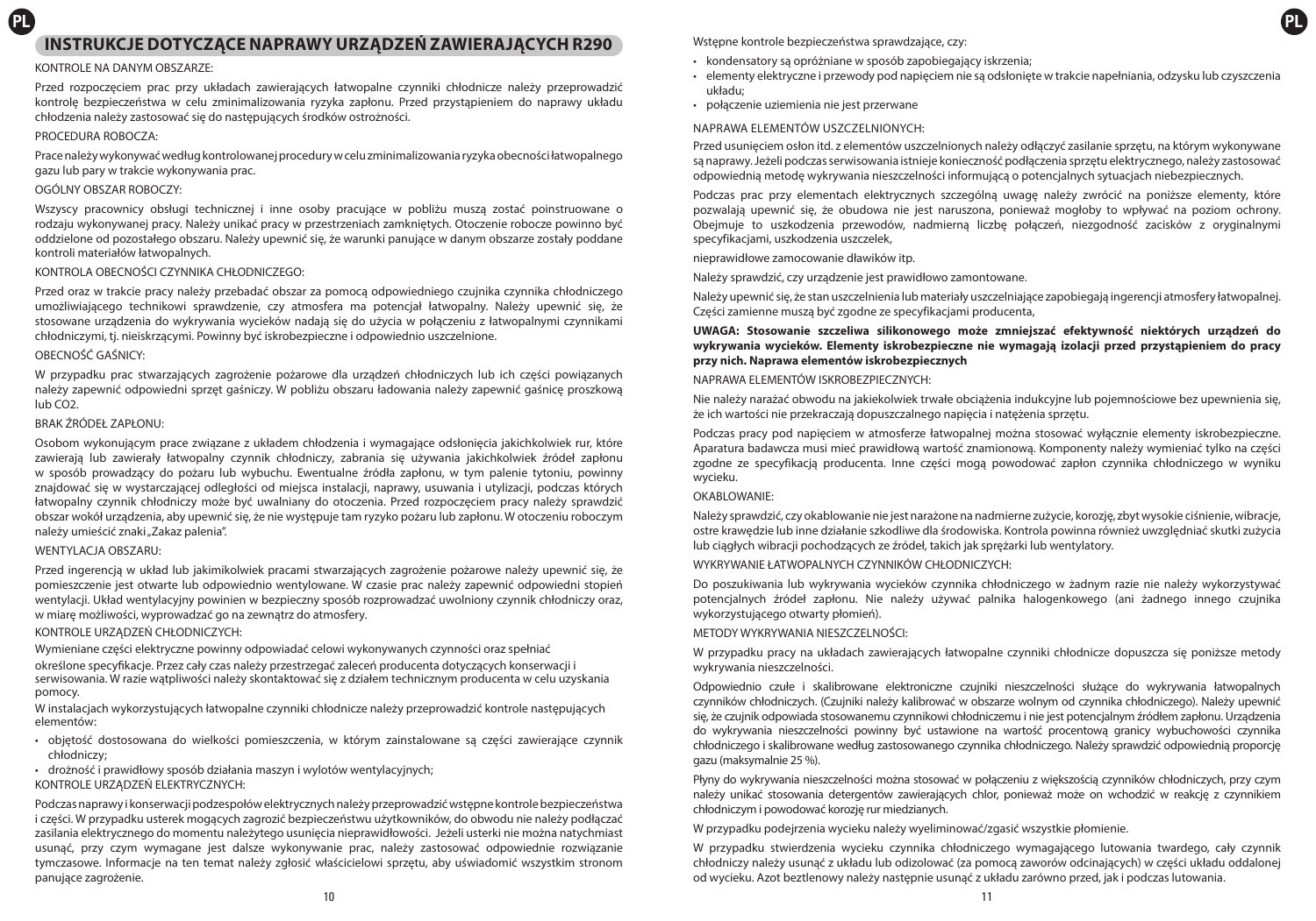## INSTRUKCJE DOTYCZĄCE NAPRAWY URZĄDZEŃ ZAWIERAJĄCYCH R290

KONTROLE NA DANYM OBSZARZE:

Przed rozpoczęciem prac przy układach zawierających łatwopalne czynniki chłodnicze należy przeprowadzić kontrolę bezpieczeństwa w celu zminimalizowania ryzyka zapłonu. Przed przystąpieniem do naprawy układu chłodzenia należy zastosować się do następujących środków ostrożności.

PROCEDURA ROBOCZA:

Prace należy wykonywać według kontrolowanej procedury w celu zminimalizowania ryzyka obecności łatwopalnego gazu lub pary w trakcie wykonywania prac.

OGÓLNY OBSZAR ROBOCZY:

Wszyscy pracownicy obsługi technicznej i inne osoby pracujące w pobliżu muszą zostać poinstruowane o rodzaju wykonywanej pracy. Należy unikać pracy w przestrzeniach zamkniętych. Otoczenie robocze powinno być oddzielone od pozostałego obszaru. Należy upewnić się, że warunki panujące w danym obszarze zostały poddane kontroli materiałów łatwopalnych.

KONTROLA OBECNOŚCI CZYNNIKA CHŁODNICZEGO:

Przed oraz w trakcie pracy należy przebadać obszar za pomocą odpowiedniego czujnika czynnika chłodniczego umożliwiającego technikowi sprawdzenie, czy atmosfera ma potencjał łatwopalny. Należy upewnić się, że stosowane urządzenia do wykrywania wycieków nadają się do użycia w połączeniu z łatwopalnymi czynnikami chłodniczymi, tj. nieiskrzącymi. Powinny być iskrobezpieczne i odpowiednio uszczelnione.

OBECNOŚĆ GAŚNICY:

W przypadku prac stwarzających zagrożenie pożarowe dla urządzeń chłodniczych lub ich części powiązanych należy zapewnić odpowiedni sprzęt gaśniczy. W pobliżu obszaru ładowania należy zapewnić gaśnicę proszkową lub CO2.

BRAK ŹRÓDEŁ ZAPŁONU:

Osobom wykonującym prace związane z układem chłodzenia i wymagające odsłonięcia jakichkolwiek rur, które zawierają lub zawierały łatwopalny czynnik chłodniczy, zabrania się używania jakichkolwiek źródeł zapłonu w sposób prowadzący do pożaru lub wybuchu. Ewentualne źródła zapłonu, w tym palenie tytoniu, powinny znajdować się w wystarczającej odległości od miejsca instalacji, naprawy, usuwania i utylizacji, podczas których łatwopalny czynnik chłodniczy może być uwalniany do otoczenia. Przed rozpoczęciem pracy należy sprawdzić obszar wokół urządzenia, aby upewnić się, że nie występuje tam ryzyko pożaru lub zapłonu. W otoczeniu roboczym należy umieścić znaki „Zakaz palenia".

WENTYLACJA OBSZARU:

Przed ingerencją w układ lub jakimikolwiek pracami stwarzających zagrożenie pożarowe należy upewnić się, że pomieszczenie jest otwarte lub odpowiednio wentylowane. W czasie prac należy zapewnić odpowiedni stopień wentylacji. Układ wentylacyjny powinien w bezpieczny sposób rozprowadzać uwolniony czynnik chłodniczy oraz, w miarę możliwości, wyprowadzać go na zewnątrz do atmosfery.

KONTROLE URZĄDZEŃ CHŁODNICZYCH:

Wymieniane części elektryczne powinny odpowiadać celowi wykonywanych czynności oraz spełniać

określone specyfikacje. Przez cały czas należy przestrzegać zaleceń producenta dotyczących konserwacji i serwisowania. W razie wątpliwości należy skontaktować się z działem technicznym producenta w celu uzyskania pomocy.

W instalacjach wykorzystujących łatwopalne czynniki chłodnicze należy przeprowadzić kontrole następujących elementów:

- objętość dostosowana do wielkości pomieszczenia, w którym zainstalowane są części zawierające czynnik chłodniczy;
- drożność i prawidłowy sposób działania maszyn i wylotów wentylacyjnych;

KONTROLE URZĄDZEŃ ELEKTRYCZNYCH:

Podczas naprawy i konserwacji podzespołów elektrycznych należy przeprowadzić wstępne kontrole bezpieczeństwa i części. W przypadku usterek mogących zagrozić bezpieczeństwu użytkowników, do obwodu nie należy podłączać zasilania elektrycznego do momentu należytego usunięcia nieprawidłowości. Jeżeli usterki nie można natychmiast usunąć, przy czym wymagane jest dalsze wykonywanie prac, należy zastosować odpowiednie rozwiązanie tymczasowe. Informacje na ten temat należy zgłosić właścicielowi sprzętu, aby uświadomić wszystkim stronom panujące zagrożenie.

Wstępne kontrole bezpieczeństwa sprawdzające, czy:

- kondensatory są opróżniane w sposób zapobiegający iskrzenia;
- elementy elektryczne i przewody pod napięciem nie są odsłonięte w trakcie napełniania, odzysku lub czyszczenia układu;
- połączenie uziemienia nie jest przerwane

NAPRAWA ELEMENTÓW USZCZELNIONYCH:

Przed usunięciem osłon itd. z elementów uszczelnionych należy odłączyć zasilanie sprzętu, na którym wykonywane są naprawy. Jeżeli podczas serwisowania istnieje konieczność podłączenia sprzętu elektrycznego, należy zastosować odpowiednią metodę wykrywania nieszczelności informującą o potencjalnych sytuacjach niebezpiecznych.

Podczas prac przy elementach elektrycznych szczególną uwagę należy zwrócić na poniższe elementy, które pozwalają upewnić się, że obudowa nie jest naruszona, ponieważ mogłoby to wpływać na poziom ochrony. Obejmuje to uszkodzenia przewodów, nadmierną liczbę połączeń, niezgodność zacisków z oryginalnymi specyfikacjami, uszkodzenia uszczelek,

nieprawidłowe zamocowanie dławików itp.

Należy sprawdzić, czy urządzenie jest prawidłowo zamontowane.

Należy upewnić się, że stan uszczelnienia lub materiały uszczelniające zapobiegają ingerencji atmosfery łatwopalnej. Części zamienne muszą być zgodne ze specyfikacjami producenta,

**UWAGA: Stosowanie szczeliwa silikonowego może zmniejszać efektywność niektórych urządzeń do wykrywania wycieków. Elementy iskrobezpieczne nie wymagają izolacji przed przystąpieniem do pracy przy nich. Naprawa elementów iskrobezpiecznych**

NAPRAWA ELEMENTÓW ISKROBEZPIECZNYCH:

Nie należy narażać obwodu na jakiekolwiek trwałe obciążenia indukcyjne lub pojemnościowe bez upewnienia się, że ich wartości nie przekraczają dopuszczalnego napięcia i natężenia sprzętu.

Podczas pracy pod napięciem w atmosferze łatwopalnej można stosować wyłącznie elementy iskrobezpieczne. Aparatura badawcza musi mieć prawidłową wartość znamionową. Komponenty należy wymieniać tylko na części zgodne ze specyfikacją producenta. Inne części mogą powodować zapłon czynnika chłodniczego w wyniku wycieku.

OKABLOWANIE:

Należy sprawdzić, czy okablowanie nie jest narażone na nadmierne zużycie, korozję, zbyt wysokie ciśnienie, wibracje, ostre krawędzie lub inne działanie szkodliwe dla środowiska. Kontrola powinna również uwzględniać skutki zużycia lub ciągłych wibracji pochodzących ze źródeł, takich jak sprężarki lub wentylatory.

WYKRYWANIE ŁATWOPALNYCH CZYNNIKÓW CHŁODNICZYCH:

Do poszukiwania lub wykrywania wycieków czynnika chłodniczego w żadnym razie nie należy wykorzystywać potencjalnych źródeł zapłonu. Nie należy używać palnika halogenkowego (ani żadnego innego czujnika wykorzystującego otwarty płomień).

METODY WYKRYWANIA NIESZCZELNOŚCI:

W przypadku pracy na układach zawierających łatwopalne czynniki chłodnicze dopuszcza się poniższe metody wykrywania nieszczelności.

Odpowiednio czułe i skalibrowane elektroniczne czujniki nieszczelności służące do wykrywania łatwopalnych czynników chłodniczych. (Czujniki należy kalibrować w obszarze wolnym od czynnika chłodniczego). Należy upewnić się, że czujnik odpowiada stosowanemu czynnikowi chłodniczemu i nie jest potencjalnym źródłem zapłonu. Urządzenia do wykrywania nieszczelności powinny być ustawione na wartość procentową granicy wybuchowości czynnika chłodniczego i skalibrowane według zastosowanego czynnika chłodniczego. Należy sprawdzić odpowiednią proporcję gazu (maksymalnie 25 %).

Płyny do wykrywania nieszczelności można stosować w połączeniu z większością czynników chłodniczych, przy czym należy unikać stosowania detergentów zawierających chlor, ponieważ może on wchodzić w reakcję z czynnikiem chłodniczym i powodować korozję rur miedzianych.

W przypadku podejrzenia wycieku należy wyeliminować/zgasić wszystkie płomienie.

W przypadku stwierdzenia wycieku czynnika chłodniczego wymagającego lutowania twardego, cały czynnik chłodniczy należy usunąć z układu lub odizolować (za pomocą zaworów odcinających) w części układu oddalonej od wycieku. Azot beztlenowy należy następnie usunąć z układu zarówno przed, jak i podczas lutowania.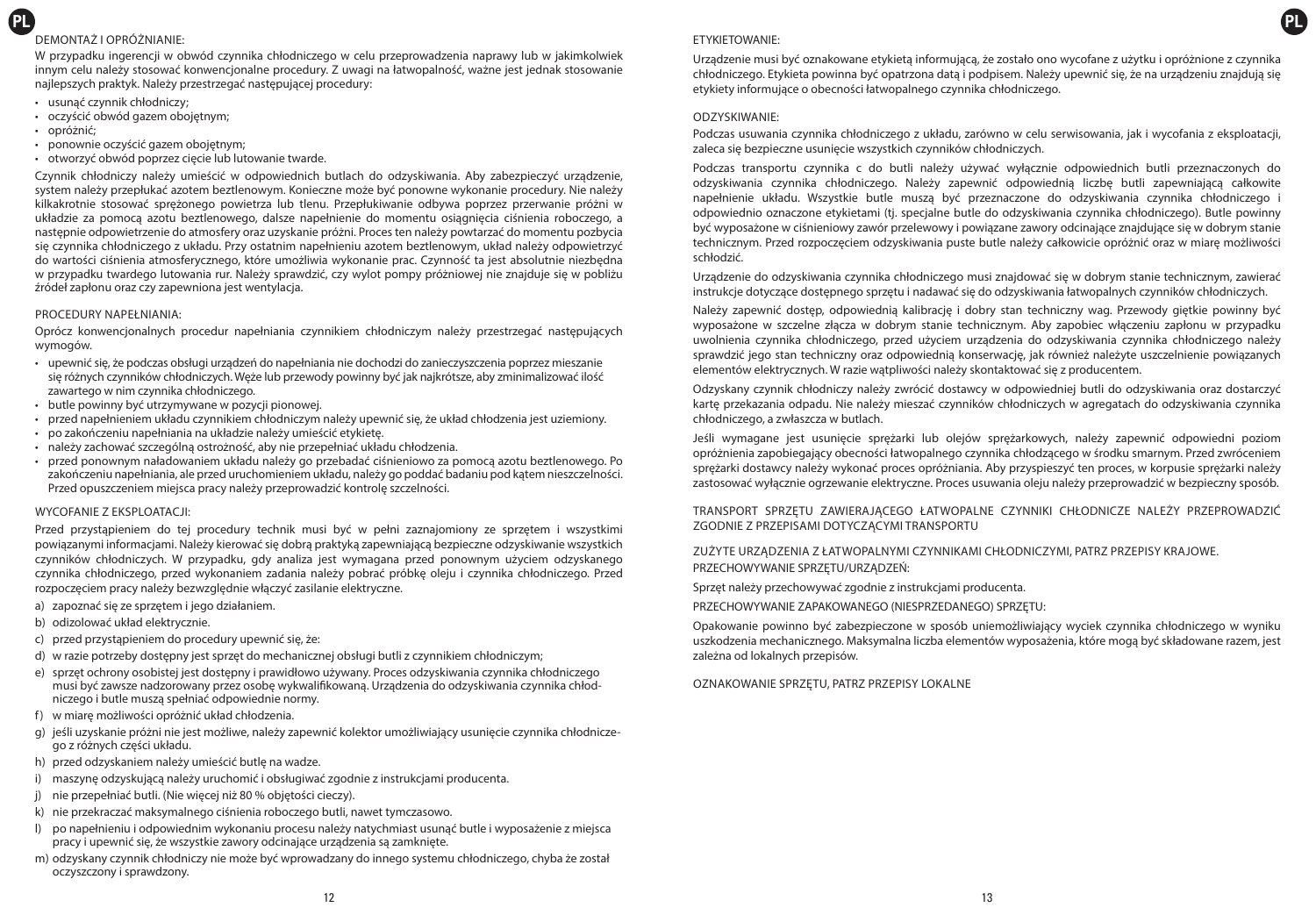## DEMONTAŻ I OPRÓŻNIANIE:

W przypadku ingerencji w obwód czynnika chłodniczego w celu przeprowadzenia naprawy lub w jakimkolwiek innym celu należy stosować konwencjonalne procedury. Z uwagi na łatwopalność, ważne jest jednak stosowanie najlepszych praktyk. Należy przestrzegać następującej procedury:

- usunąć czynnik chłodniczy;
- oczyścić obwód gazem obojętnym;
- opróżnić;
- ponownie oczyścić gazem obojętnym;
- otworzyć obwód poprzez cięcie lub lutowanie twarde.

Czynnik chłodniczy należy umieścić w odpowiednich butlach do odzyskiwania. Aby zabezpieczyć urządzenie, system należy przepłukać azotem beztlenowym. Konieczne może być ponowne wykonanie procedury. Nie należy kilkakrotnie stosować sprężonego powietrza lub tlenu. Przepłukiwanie odbywa poprzez przerwanie próżni w układzie za pomocą azotu beztlenowego, dalsze napełnienie do momentu osiągnięcia ciśnienia roboczego, a następnie odpowietrzenie do atmosfery oraz uzyskanie próżni. Proces ten należy powtarzać do momentu pozbycia się czynnika chłodniczego z układu. Przy ostatnim napełnieniu azotem beztlenowym, układ należy odpowietrzyć do wartości ciśnienia atmosferycznego, które umożliwia wykonanie prac. Czynność ta jest absolutnie niezbędna w przypadku twardego lutowania rur. Należy sprawdzić, czy wylot pompy próżniowej nie znajduje się w pobliżu źródeł zapłonu oraz czy zapewniona jest wentylacja.

## PROCEDURY NAPEŁNIANIA:

Oprócz konwencjonalnych procedur napełniania czynnikiem chłodniczym należy przestrzegać następujących wymogów.

- upewnić się, że podczas obsługi urządzeń do napełniania nie dochodzi do zanieczyszczenia poprzez mieszanie się różnych czynników chłodniczych. Węże lub przewody powinny być jak najkrótsze, aby zminimalizować ilość zawartego w nim czynnika chłodniczego.
- butle powinny być utrzymywane w pozycji pionowej.
- przed napełnieniem układu czynnikiem chłodniczym należy upewnić się, że układ chłodzenia jest uziemiony.
- po zakończeniu napełniania na układzie należy umieścić etykietę.
- należy zachować szczególną ostrożność, aby nie przepełniać układu chłodzenia.
- przed ponownym naładowaniem układu należy go przebadać ciśnieniowo za pomocą azotu beztlenowego. Po zakończeniu napełniania, ale przed uruchomieniem układu, należy go poddać badaniu pod kątem nieszczelności. Przed opuszczeniem miejsca pracy należy przeprowadzić kontrolę szczelności.

## WYCOFANIE Z EKSPLOATACJI:

Przed przystąpieniem do tej procedury technik musi być w pełni zaznajomiony ze sprzętem i wszystkimi powiązanymi informacjami. Należy kierować się dobrą praktyką zapewniającą bezpieczne odzyskiwanie wszystkich czynników chłodniczych. W przypadku, gdy analiza jest wymagana przed ponownym użyciem odzyskanego czynnika chłodniczego, przed wykonaniem zadania należy pobrać próbkę oleju i czynnika chłodniczego. Przed rozpoczęciem pracy należy bezwzględnie włączyć zasilanie elektryczne.

a) zapoznać się ze sprzętem i jego działaniem.
b) odizolować układ elektrycznie.
c) przed przystąpieniem do procedury upewnić się, że:
d) w razie potrzeby dostępny jest sprzęt do mechanicznej obsługi butli z czynnikiem chłodniczym;
e) sprzęt ochrony osobistej jest dostępny i prawidłowo używany. Proces odzyskiwania czynnika chłodniczego musi być zawsze nadzorowany przez osobę wykwalifikowaną. Urządzenia do odzyskiwania czynnika chłodniczego i butle muszą spełniać odpowiednie normy.
f) w miarę możliwości opróżnić układ chłodzenia.
g) jeśli uzyskanie próżni nie jest możliwe, należy zapewnić kolektor umożliwiający usunięcie czynnika chłodniczego z różnych części układu.
h) przed odzyskaniem należy umieścić butlę na wadze.
i) maszynę odzyskującą należy uruchomić i obsługiwać zgodnie z instrukcjami producenta.
j) nie przepełniać butli. (Nie więcej niż 80 % objętości cieczy).
k) nie przekraczać maksymalnego ciśnienia roboczego butli, nawet tymczasowo.
l) po napełnieniu i odpowiednim wykonaniu procesu należy natychmiast usunąć butle i wyposażenie z miejsca pracy i upewnić się, że wszystkie zawory odcinające urządzenia są zamknięte.
m) odzyskany czynnik chłodniczy nie może być wprowadzany do innego systemu chłodniczego, chyba że został oczyszczony i sprawdzony.

## ETYKIETOWANIE:

Urządzenie musi być oznakowane etykietą informującą, że zostało ono wycofane z użytku i opróżnione z czynnika chłodniczego. Etykieta powinna być opatrzona datą i podpisem. Należy upewnić się, że na urządzeniu znajdują się etykiety informujące o obecności łatwopalnego czynnika chłodniczego.

## ODZYSKIWANIE:

Podczas usuwania czynnika chłodniczego z układu, zarówno w celu serwisowania, jak i wycofania z eksploatacji, zaleca się bezpieczne usunięcie wszystkich czynników chłodniczych.

Podczas transportu czynnika c do butli należy używać wyłącznie odpowiednich butli przeznaczonych do odzyskiwania czynnika chłodniczego. Należy zapewnić odpowiednią liczbę butli zapewniającą całkowite napełnienie układu. Wszystkie butle muszą być przeznaczone do odzyskiwania czynnika chłodniczego i odpowiednio oznaczone etykietami (tj. specjalne butle do odzyskiwania czynnika chłodniczego). Butle powinny być wyposażone w ciśnieniowy zawór przelewowy i powiązane zawory odcinające znajdujące się w dobrym stanie technicznym. Przed rozpoczęciem odzyskiwania puste butle należy całkowicie opróżnić oraz w miarę możliwości schłodzić.

Urządzenie do odzyskiwania czynnika chłodniczego musi znajdować się w dobrym stanie technicznym, zawierać instrukcje dotyczące dostępnego sprzętu i nadawać się do odzyskiwania łatwopalnych czynników chłodniczych.

Należy zapewnić dostęp, odpowiednią kalibrację i dobry stan techniczny wag. Przewody giętkie powinny być wyposażone w szczelne złącza w dobrym stanie technicznym. Aby zapobiec włączeniu zapłonu w przypadku uwolnienia czynnika chłodniczego, przed użyciem urządzenia do odzyskiwania czynnika chłodniczego należy sprawdzić jego stan techniczny oraz odpowiednią konserwację, jak również należyte uszczelnienie powiązanych elementów elektrycznych. W razie wątpliwości należy skontaktować się z producentem.

Odzyskany czynnik chłodniczy należy zwrócić dostawcy w odpowiedniej butli do odzyskiwania oraz dostarczyć kartę przekazania odpadu. Nie należy mieszać czynników chłodniczych w agregatach do odzyskiwania czynnika chłodniczego, a zwłaszcza w butlach.

Jeśli wymagane jest usunięcie sprężarki lub olejów sprężarkowych, należy zapewnić odpowiedni poziom opróżnienia zapobiegający obecności łatwopalnego czynnika chłodzącego w środku smarnym. Przed zwróceniem sprężarki dostawcy należy wykonać proces opróżniania. Aby przyspieszyć ten proces, w korpusie sprężarki należy zastosować wyłącznie ogrzewanie elektryczne. Proces usuwania oleju należy przeprowadzić w bezpieczny sposób.

TRANSPORT SPRZĘTU ZAWIERAJĄCEGO ŁATWOPALNE CZYNNIKI CHŁODNICZE NALEŻY PRZEPROWADZIĆ ZGODNIE Z PRZEPISAMI DOTYCZĄCYMI TRANSPORTU

ZUŻYTE URZĄDZENIA Z ŁATWOPALNYMI CZYNNIKAMI CHŁODNICZYMI, PATRZ PRZEPISY KRAJOWE.

PRZECHOWYWANIE SPRZĘTU/URZĄDZEŃ:

Sprzęt należy przechowywać zgodnie z instrukcjami producenta.

PRZECHOWYWANIE ZAPAKOWANEGO (NIESPRZEDANEGO) SPRZĘTU:

Opakowanie powinno być zabezpieczone w sposób uniemożliwiający wyciek czynnika chłodniczego w wyniku uszkodzenia mechanicznego. Maksymalna liczba elementów wyposażenia, które mogą być składowane razem, jest zależna od lokalnych przepisów.

OZNAKOWANIE SPRZĘTU, PATRZ PRZEPISY LOKALNE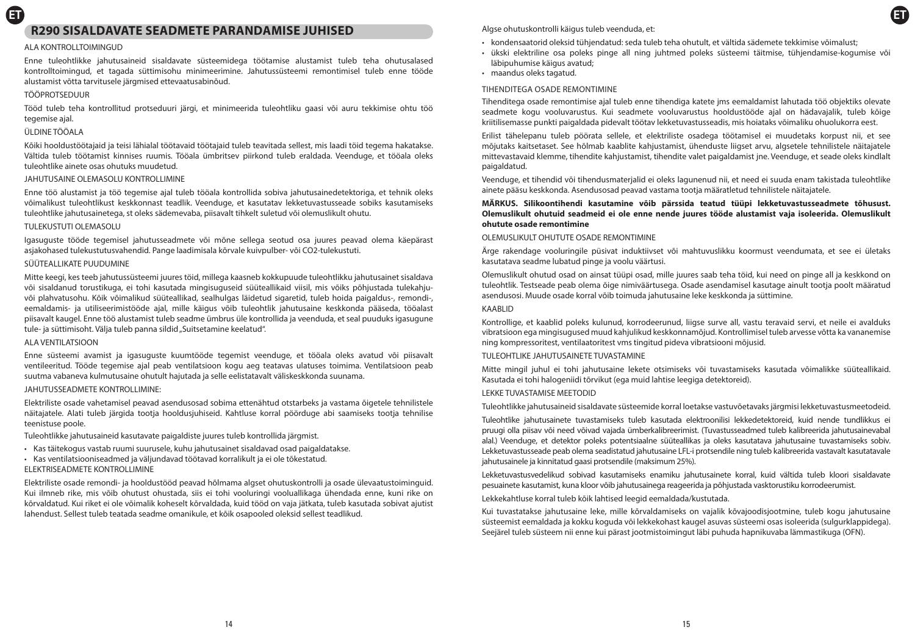## R290 SISALDAVATE SEADMETE PARANDAMISE JUHISED

ALA KONTROLLTOIMINGUD

Enne tuleohtlikke jahutusaineid sisaldavate süsteemidega töötamise alustamist tuleb teha ohutusalased kontrolltoimingud, et tagada süttimisohu minimeerimine. Jahutussüsteemi remontimisel tuleb enne tööde alustamist võtta tarvitusele järgmised ettevaatusabinõud.

TÖÖPROTSEDUUR

Tööd tuleb teha kontrollitud protseduuri järgi, et minimeerida tuleohtliku gaasi või auru tekkimise ohtu töö tegemise ajal.

ÜLDINE TÖÖALA

Kõiki hooldustöötajaid ja teisi lähialal töötavaid töötajaid tuleb teavitada sellest, mis laadi töid tegema hakatakse. Vältida tuleb töötamist kinnises ruumis. Tööala ümbritsev piirkond tuleb eraldada. Veenduge, et tööala oleks tuleohtlike ainete osas ohutuks muudetud.

JAHUTUSAINE OLEMASOLU KONTROLLIMINE

Enne töö alustamist ja töö tegemise ajal tuleb tööala kontrollida sobiva jahutusainedetektoriga, et tehnik oleks võimalikust tuleohtlikust keskkonnast teadlik. Veenduge, et kasutatav lekketuvastusseade sobiks kasutamiseks tuleohtlike jahutusainetega, st oleks sädemevaba, piisavalt tihkelt suletud või olemuslikult ohutu.

TULEKUSTUTI OLEMASOLU

Igasuguste tööde tegemisel jahutusseadmete või mõne sellega seotud osa juures peavad olema käepärast asjakohased tulekustutusvahendid. Pange laadimisala kõrvale kuivpulber- või CO2-tulekustuti.

SÜÜTEALLIKATE PUUDUMINE

Mitte keegi, kes teeb jahutussüsteemi juures töid, millega kaasneb kokkupuude tuleohtlikku jahutusainet sisaldava või sisaldanud torustikuga, ei tohi kasutada mingisuguseid süüteallikaid viisil, mis võiks põhjustada tulekahju- või plahvatusohu. Kõik võimalikud süüteallikad, sealhulgas läidetud sigaretid, tuleb hoida paigaldus-, remondi-, eemaldamis- ja utiliseerimistööde ajal, mille käigus võib tuleohtlik jahutusaine keskkonda pääseda, tööalast piisavalt kaugel. Enne töö alustamist tuleb seadme ümbrus üle kontrollida ja veenduda, et seal puuduks igasugune tule- ja süttimisoht. Välja tuleb panna sildid „Suitsetamine keelatud".

ALA VENTILATSIOON

Enne süsteemi avamist ja igasuguste kuumtööde tegemist veenduge, et tööala oleks avatud või piisavalt ventileeritud. Tööde tegemise ajal peab ventilatsioon kogu aeg teatavas ulatuses toimima. Ventilatsioon peab suutma vabaneva kulmutusaine ohutult hajutada ja selle eelistatavalt väliskeskkonda suunama.

JAHUTUSSEADMETE KONTROLLIMINE:

Elektriliste osade vahetamisel peavad asendusosad sobima ettenähtud otstarbeks ja vastama õigetele tehnilistele näitajatele. Alati tuleb järgida tootja hooldusjuhiseid. Kahtluse korral pöörduge abi saamiseks tootja tehnilise teenistuse poole.

Tuleohtlikke jahutusaineid kasutavate paigaldiste juures tuleb kontrollida järgmist.

- Kas täitekogus vastab ruumi suurusele, kuhu jahutusainet sisaldavad osad paigaldatakse.
- Kas ventilatsiooniseadmed ja väljundavad töötavad korralikult ja ei ole tõkestatud.

ELEKTRISEADMETE KONTROLLIMINE

Elektriliste osade remondi- ja hooldustööd peavad hõlmama algset ohutuskontrolli ja osade ülevaatustoiminguid. Kui ilmneb rike, mis võib ohutust ohustada, siis ei tohi vooluringi vooluallikaga ühendada enne, kuni rike on kõrvaldatud. Kui riket ei ole võimalik koheselt kõrvaldada, kuid töid on vaja jätkata, tuleb kasutada sobivat ajutist lahendust. Sellest tuleb teatada seadme omanikule, et kõik osapooled oleksid sellest teadlikud.

Algse ohutuskontrolli käigus tuleb veenduda, et:

- kondensaatorid oleksid tühjendatud: seda tuleb teha ohutult, et vältida sädemete tekkimise võimalust;
- ükski elektriline osa poleks pinge all ning juhtmed poleks süsteemi täitmise, tühjendamise-kogumise või läbipuhumise käigus avatud;
- maandus oleks tagatud.

TIHENDITEGA OSADE REMONTIMINE

Tihenditega osade remontimise ajal tuleb enne tihendiga katete jms eemaldamist lahutada töö objektiks olevate seadmete kogu vooluvarustus. Kui seadmete vooluvarustus hooldustööde ajal on hädavajalik, tuleb kõige kriitilisemasse punkti paigaldada pidevalt töötav lekketuvastusseadis, mis hoiataks võimaliku ohuolukorra eest.

Erilist tähelepanu tuleb pöörata sellele, et elektriliste osadega töötamisel ei muudetaks korpust nii, et see mõjutaks kaitsetaset. See hõlmab kaablite kahjustamist, ühenduste liigset arvu, algsetele tehnilistele näitajatele mittevastavaid klemme, tihendite kahjustamist, tihendite valet paigaldamist jne. Veenduge, et seade oleks kindlalt paigaldatud.

Veenduge, et tihendid või tihendusmaterjalid ei oleks lagunenud nii, et need ei suuda enam takistada tuleohtlike ainete pääsu keskkonda. Asendusosad peavad vastama tootja määratletud tehnilistele näitajatele.

**MÄRKUS. Silikoontihendi kasutamine võib pärssida teatud tüüpi lekketuvastusseadmete tõhusust. Olemuslikult ohutuid seadmeid ei ole enne nende juures tööde alustamist vaja isoleerida. Olemuslikult ohutute osade remontimine**

OLEMUSLIKULT OHUTUTE OSADE REMONTIMINE

Ärge rakendage vooluringile püsivat induktiivset või mahtuvuslikku koormust veendumata, et see ei ületaks kasutatava seadme lubatud pinge ja voolu väärtusi.

Olemuslikult ohutud osad on ainsat tüüpi osad, mille juures saab teha töid, kui need on pinge all ja keskkond on tuleohtlik. Testseade peab olema õige nimiväärtusega. Osade asendamisel kasutage ainult tootja poolt määratud asendusosi. Muude osade korral võib toimuda jahutusaine leke keskkonda ja süttimine.

KAABLID

Kontrollige, et kaablid poleks kulunud, korrodeerunud, liigse surve all, vastu teravaid servi, et neile ei avalduks vibratsioon ega mingisugused muud kahjulikud keskkonnamõjud. Kontrollimisel tuleb arvesse võtta ka vananemise ning kompressoritest, ventilaatoritest vms tingitud pideva vibratsiooni mõjusid.

TULEOHTLIKE JAHUTUSAINETE TUVASTAMINE

Mitte mingil juhul ei tohi jahutusaine lekete otsimiseks või tuvastamiseks kasutada võimalikke süüteallikaid. Kasutada ei tohi halogeniidi tõrvikut (ega muid lahtise leegiga detektoreid).

LEKKE TUVASTAMISE MEETODID

Tuleohtlikke jahutusaineid sisaldavate süsteemide korral loetakse vastuvõetavaks järgmisi lekketuvastusmeetodeid.

Tuleohtlike jahutusainete tuvastamiseks tuleb kasutada elektroonilisi lekkedetektoreid, kuid nende tundlikkus ei pruugi olla piisav või need võivad vajada ümberkalibreerimist. (Tuvastusseadmed tuleb kalibreerida jahutusainevabal alal.) Veenduge, et detektor poleks potentsiaalne süüteallikas ja oleks kasutatava jahutusaine tuvastamiseks sobiv. Lekketuvastusseade peab olema seadistatud jahutusaine LFL-i protsendile ning tuleb kalibreerida vastavalt kasutatavale jahutusainele ja kinnitatud gaasi protsendile (maksimum 25%).

Lekketuvastusvedelikud sobivad kasutamiseks enamiku jahutusainete korral, kuid vältida tuleb kloori sisaldavate pesuainete kasutamist, kuna kloor võib jahutusainega reageerida ja põhjustada vasktorustiku korrodeerumist.

Lekkekahtluse korral tuleb kõik lahtised leegid eemaldada/kustutada.

Kui tuvastatakse jahutusaine leke, mille kõrvaldamiseks on vajalik kõvajoodisjootmine, tuleb kogu jahutusaine süsteemist eemaldada ja kokku koguda või lekkekohast kaugel asuvas süsteemi osas isoleerida (sulgurklappidega). Seejärel tuleb süsteem nii enne kui pärast jootmistoimingut läbi puhuda hapnikuvaba lämmastikuga (OFN).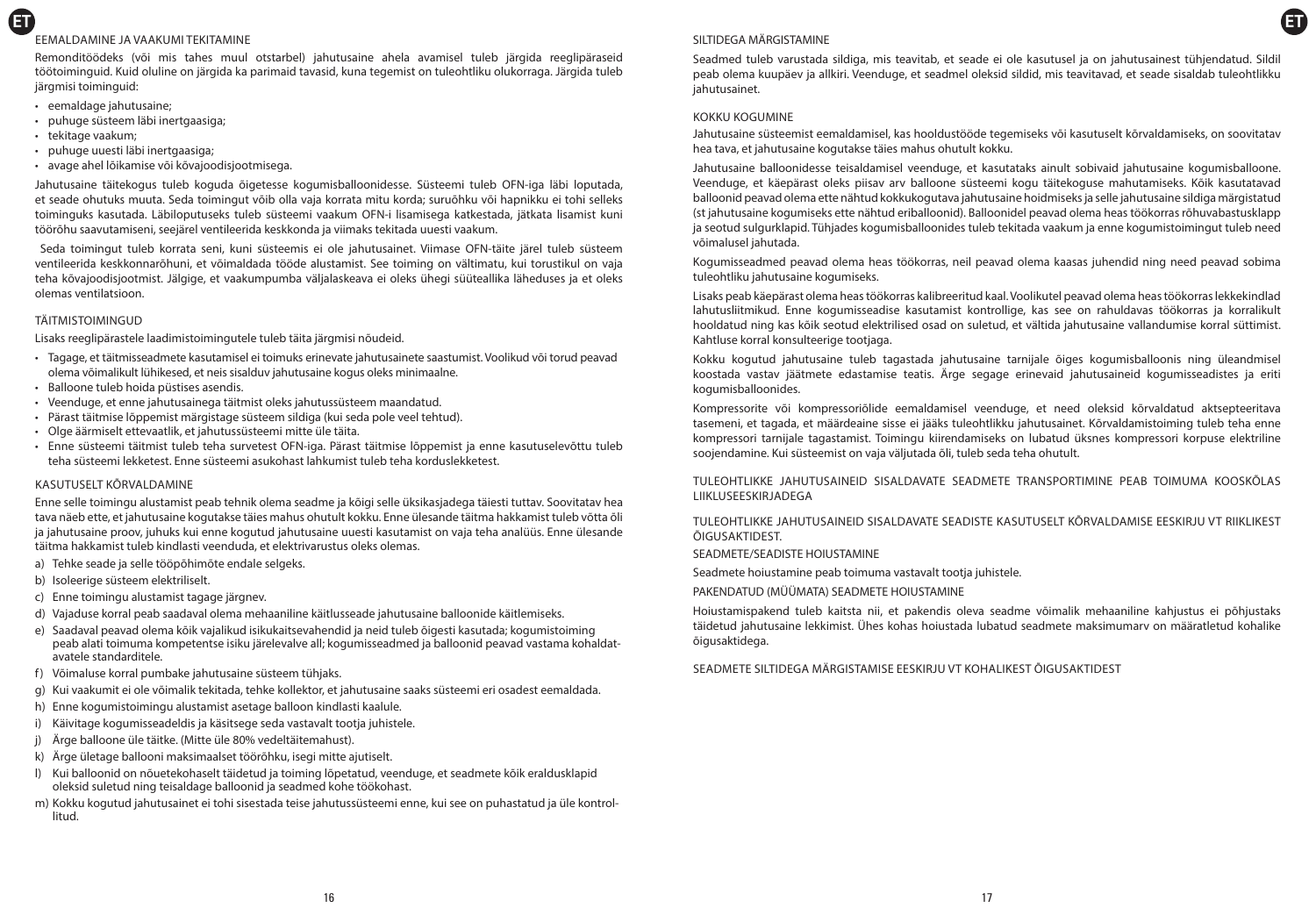## EEMALDAMINE JA VAAKUMI TEKITAMINE

Remonditöödeks (või mis tahes muul otstarbel) jahutusaine ahela avamisel tuleb järgida reeglipäraseid töötoiminguid. Kuid oluline on järgida ka parimaid tavasid, kuna tegemist on tuleohtliku olukorraga. Järgida tuleb järgmisi toiminguid:

- eemaldage jahutusaine;
- puhuge süsteem läbi inertgaasiga;
- tekitage vaakum;
- puhuge uuesti läbi inertgaasiga;
- avage ahel lõikamise või kõvajoodisjootmisega.

Jahutusaine täitekogus tuleb koguda õigetesse kogumisballoonidesse. Süsteemi tuleb OFN-iga läbi loputada, et seade ohutuks muuta. Seda toimingut võib olla vaja korrata mitu korda; suruõhku või hapnikku ei tohi selleks toiminguks kasutada. Läbiloputuseks tuleb süsteemi vaakum OFN-i lisamisega katkestada, jätkata lisamist kuni töörõhu saavutamiseni, seejärel ventileerida keskkonda ja viimaks tekitada uuesti vaakum.

Seda toimingut tuleb korrata seni, kuni süsteemis ei ole jahutusainet. Viimase OFN-täite järel tuleb süsteem ventileerida keskkonnarõhuni, et võimaldada tööde alustamist. See toiming on vältimatu, kui torustikul on vaja teha kõvajoodisjootmist. Jälgige, et vaakumpumba väljalaskeava ei oleks ühegi süüteallika läheduses ja et oleks olemas ventilatsioon.

## TÄITMISTOIMINGUD

Lisaks reeglipärastele laadimistoimingutele tuleb täita järgmisi nõudeid.

- Tagage, et täitmisseadmete kasutamisel ei toimuks erinevate jahutusainete saastumist. Voolikud või torud peavad olema võimalikult lühikesed, et neis sisalduv jahutusaine kogus oleks minimaalne.
- Balloone tuleb hoida püstises asendis.
- Veenduge, et enne jahutusainega täitmist oleks jahutussüsteem maandatud.
- Pärast täitmise lõppemist märgistage süsteem sildiga (kui seda pole veel tehtud).
- Olge äärmiselt ettevaatlik, et jahutussüsteemi mitte üle täita.
- Enne süsteemi täitmist tuleb teha survetest OFN-iga. Pärast täitmise lõppemist ja enne kasutuselevõttu tuleb teha süsteemi lekketest. Enne süsteemi asukohast lahkumist tuleb teha korduslekketest.

## KASUTUSELT KÕRVALDAMINE

Enne selle toimingu alustamist peab tehnik olema seadme ja kõigi selle üksikasjadega täiesti tuttav. Soovitatav hea tava näeb ette, et jahutusaine kogutakse täies mahus ohutult kokku. Enne ülesande täitma hakkamist tuleb võtta õli ja jahutusaine proov, juhuks kui enne kogutud jahutusaine uuesti kasutamist on vaja teha analüüs. Enne ülesande täitma hakkamist tuleb kindlasti veenduda, et elektrivarustus oleks olemas.

a) Tehke seade ja selle tööpõhimõte endale selgeks.
b) Isoleerige süsteem elektriliselt.
c) Enne toimingu alustamist tagage järgnev.
d) Vajaduse korral peab saadaval olema mehaaniline käitlusseade jahutusaine balloonide käitlemiseks.
e) Saadaval peavad olema kõik vajalikud isikukaitsevahendid ja neid tuleb õigesti kasutada; kogumistoiming peab alati toimuma kompetentse isiku järelevalve all; kogumisseadmed ja balloonid peavad vastama kohaldatavatele standarditele.
f) Võimaluse korral pumbake jahutusaine süsteem tühjaks.
g) Kui vaakumit ei ole võimalik tekitada, tehke kollektor, et jahutusaine saaks süsteemi eri osadest eemaldada.
h) Enne kogumistoimingu alustamist asetage balloon kindlasti kaalule.
i) Käivitage kogumisseadeldis ja käsitsege seda vastavalt tootja juhistele.
j) Ärge balloone üle täitke. (Mitte üle 80% vedeltäitemahust).
k) Ärge ületage ballooni maksimaalset töörõhku, isegi mitte ajutiselt.
l) Kui balloonid on nõuetekohaselt täidetud ja toiming lõpetatud, veenduge, et seadme kõik eraldusklapid oleksid suletud ning teisaldage balloonid ja seadmed kohe töökohast.
m) Kokku kogutud jahutusainet ei tohi sisestada teise jahutussüsteemi enne, kui see on puhastatud ja üle kontrollitud.

## SILTIDEGA MÄRGISTAMINE

Seadmed tuleb varustada siltidega, mis teavitab, et seade ei ole kasutusel ja on jahutusainest tühjendatud. Sildil peab olema kuupäev ja allkiri. Veenduge, et seadmel oleksid sildid, mis teavitavad, et seade sisaldab tuleohtlikku jahutusainet.

## KOKKU KOGUMINE

Jahutusaine süsteemist eemaldamisel, kas hooldustööde tegemiseks või kasutuselt kõrvaldamiseks, on soovitatav hea tava, et jahutusaine kogutakse täies mahus ohutult kokku.

Jahutusaine balloonidesse teisaldamisel veenduge, et kasutataks ainult sobivaid jahutusaine kogumisballoone. Veenduge, et käepärast oleks piisav arv balloone süsteemi kogu täitekoguse mahutamiseks. Kõik kasutatavad balloonid peavad olema ette nähtud kokkukogutava jahutusaine hoidmiseks ja selle jahutusaine sildiga märgistatud (st jahutusaine kogumiseks ette nähtud eriballoonid). Balloonidel peavad olema heas töökorras rõhuvabastusklapp ja seotud sulgurklapid. Tühjades kogumisballoonides tuleb tekitada vaakum ja enne kogumistoimingut tuleb need võimalusel jahutada.

Kogumisseadmed peavad olema heas töökorras, neil peavad olema kaasas juhendid ning need peavad sobima tuleohtliku jahutusaine kogumiseks.

Lisaks peab käepärast olema heas töökorras kalibreeritud kaal. Voolikutel peavad olema heas töökorras lekkekindlad lahutusliitmikud. Enne kogumisseadise kasutamist kontrollige, kas see on rahuldavas töökorras ja korralikult hooldatud ning kas kõik seotud elektrilised osad on suletud, et vältida jahutusaine vallandumise korral süttimist. Kahtluse korral konsulteerige tootjaga.

Kokku kogutud jahutusaine tuleb tagastada jahutusaine tarnijale õiges kogumisballoonis ning üleandmisel koostada vastav jäätmete edastamise teatis. Ärge segage erinevaid jahutusaineid kogumisseadistes ja eriti kogumisballoonides.

Kompressorite või kompressoriõlide eemaldamisel veenduge, et need oleksid kõrvaldatud aktsepteeritava tasemeni, et tagada, et määrdeaine sisse ei jääks tuleohtlikku jahutusainet. Kõrvaldamistoiming tuleb teha enne kompressori tarnijale tagastamist. Toimingu kiirendamiseks on lubatud üksnes kompressori korpuse elektriline soojendamine. Kui süsteemist on vaja väljutada õli, tuleb seda teha ohutult.

TULEOHTLIKKE JAHUTUSAINEID SISALDAVATE SEADMETE TRANSPORTIMINE PEAB TOIMUMA KOOSKÕLAS LIIKLUSEESKIRJADEGA

TULEOHTLIKKE JAHUTUSAINEID SISALDAVATE SEADISTE KASUTUSELT KÕRVALDAMISE EESKIRJU VT RIIKLIKEST ÕIGUSAKTIDEST.

SEADMETE/SEADISTE HOIUSTAMINE

Seadmete hoiustamine peab toimuma vastavalt tootja juhistele.

PAKENDATUD (MÜÜMATA) SEADMETE HOIUSTAMINE

Hoiustamispakend tuleb kaitsta nii, et pakendis oleva seadme võimalik mehaaniline kahjustus ei põhjustaks täidetud jahutusaine lekkimist. Ühes kohas hoiustada lubatud seadmete maksimumarv on määratletud kohalike õigusaktidega.

SEADMETE SILTIDEGA MÄRGISTAMISE EESKIRJU VT KOHALIKEST ÕIGUSAKTIDEST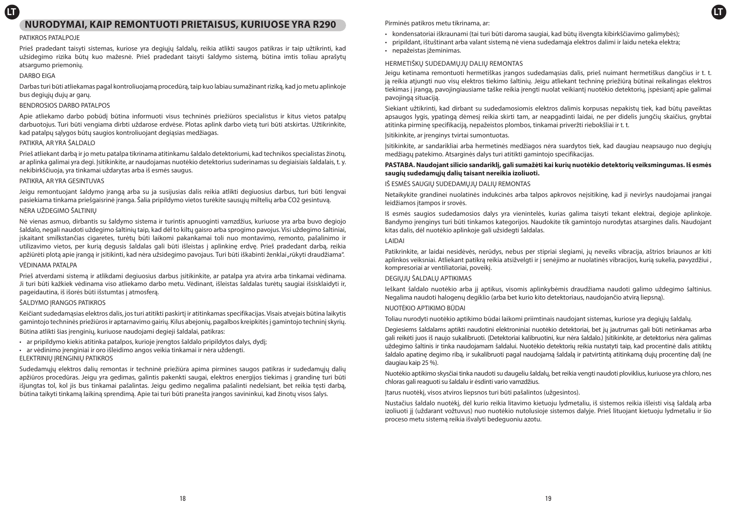## NURODYMAI, KAIP REMONTUOTI PRIETAISUS, KURIUOSE YRA R290

PATIKROS PATALPOJE

Prieš pradedant taisyti sistemas, kuriose yra degiųjų šaldalų, reikia atlikti saugos patikras ir taip užtikrinti, kad užsidegimo rizika būtų kuo mažesnė. Prieš pradedant taisyti šaldymo sistemą, būtina imtis toliau aprašytų atsargumo priemonių.

DARBO EIGA

Darbas turi būti atliekamas pagal kontroliuojamą procedūrą, taip kuo labiau sumažinant riziką, kad jo metu aplinkoje bus degiųjų dujų ar garų.

BENDROSIOS DARBO PATALPOS

Apie atliekamo darbo pobūdį būtina informuoti visus techninės priežiūros specialistus ir kitus vietos patalpų darbuotojus. Turi būti vengiama dirbti uždarose erdvėse. Plotas aplink darbo vietą turi būti atskirtas. Užtikrinkite, kad patalpų sąlygos būtų saugios kontroliuojant degiąsias medžiagas.

PATIKRA, AR YRA ŠALDALO

Prieš atliekant darbą ir jo metu patalpa tikrinama atitinkamu šaldalo detektoriumi, kad technikos specialistas žinotų, ar aplinka galimai yra degi. Įsitikinkite, ar naudojamas nuotėkio detektorius suderinamas su degiaisiais šaldalais, t. y. nekibirkščiuoja, yra tinkamai uždarytas arba iš esmės saugus.

PATIKRA, AR YRA GESINTUVAS

Jeigu remontuojant šaldymo įrangą arba su ja susijusias dalis reikia atlikti degiuosius darbus, turi būti lengvai pasiekiama tinkama priešgaisrinė įranga. Šalia pripildymo vietos turėkite sausųjų miltelių arba CO2 gesintuvą.

NĖRA UŽDEGIMO ŠALTINIŲ

Nė vienas asmuo, dirbantis su šaldymo sistema ir turintis apnuoginti vamzdžius, kuriuose yra arba buvo degiojo šaldalo, negali naudoti uždegimo šaltinių taip, kad dėl to kiltų gaisro arba sprogimo pavojus. Visi uždegimo šaltiniai, įskaitant smilkstančias cigaretes, turėtų būti laikomi pakankamai toli nuo montavimo, remonto, pašalinimo ir utilizavimo vietos, per kurią degusis šaldalas gali būti išleistas į aplinkinę erdvę. Prieš pradedant darbą, reikia apžiūrėti plotą apie įrangą ir įsitikinti, kad nėra užsidegimo pavojaus. Turi būti iškabinti ženklai „rūkyti draudžiama".

VĖDINAMA PATALPA

Prieš atverdami sistemą ir atlikdami degiuosius darbus įsitikinkite, ar patalpa yra atvira arba tinkamai vėdinama. Ji turi būti kažkiek vėdinama viso atliekamo darbo metu. Vėdinant, išleistas šaldalas turėtų saugiai išsisklaidyti ir, pageidautina, iš išorės būti ištumtas į atmosferą.

ŠALDYMO ĮRANGOS PATIKROS

Keičiant sudedamąsias elektros dalis, jos turi atitikti paskirtį ir atitinkamas specifikacijas. Visais atvejais būtina laikytis gamintojo techninės priežiūros ir aptarnavimo gairių. Kilus abejonių, pagalbos kreipkitės į gamintojo techninį skyrių.

Būtina atlikti šias įrenginių, kuriuose naudojami degieji šaldalai, patikras:

- ar pripildymo kiekis atitinka patalpos, kurioje įrengtos šaldalo pripildytos dalys, dydį;
- ar vėdinimo įrenginiai ir oro išleidimo angos veikia tinkamai ir nėra uždengti.

ELEKTRINIŲ ĮRENGINIŲ PATIKROS

Sudedamųjų elektros dalių remontas ir techninė priežiūra apima pirmines saugos patikras ir sudedamųjų dalių apžiūros procedūras. Jeigu yra gedimas, galintis pakenkti saugai, elektros energijos tiekimas į grandinę turi būti išjungtas tol, kol jis bus tinkamai pašalintas. Jeigu gedimo negalima pašalinti nedelsiant, bet reikia tęsti darbą, būtina taikyti tinkamą laikiną sprendimą. Apie tai turi būti pranešta įrangos savininkui, kad žinotų visos šalys.

Pirminės patikros metu tikrinama, ar:

- kondensatoriai iškraunami (tai turi būti daroma saugiai, kad būtų išvengta kibirkščiavimo galimybės);
- pripildant, ištuštinant arba valant sistemą nė viena sudedamąja elektros dalimi ir laidu neteka elektra;
- nepažeistas įžeminimas.

HERMETIŠKŲ SUDEDAMŲJŲ DALIŲ REMONTAS

Jeigu ketinama remontuoti hermetiškas įrangos sudedamąsias dalis, prieš nuimant hermetiškus dangčius ir t. t. ją reikia atjungti nuo visų elektros tiekimo šaltinių. Jeigu atliekant techninę priežiūrą būtinai reikalingas elektros tiekimas į įrangą, pavojingiausiame taške reikia įrengti nuolat veikiantį nuotėkio detektorių, įspėsiantį apie galimai pavojingą situaciją.

Siekiant užtikrinti, kad dirbant su sudedamosiomis elektros dalimis korpusas nepakistų tiek, kad būtų paveiktas apsaugos lygis, ypatingą dėmesį reikia skirti tam, ar neapgadinti laidai, ne per didelis jungčių skaičius, gnybtai atitinka pirminę specifikaciją, nepažeistos plombos, tinkamai priveržti riebokšliai ir t. t.

Įsitikinkite, ar įrenginys tvirtai sumontuotas.

Įsitikinkite, ar sandarikliai arba hermetinės medžiagos nėra suardytos tiek, kad daugiau neapsaugo nuo degiųjų medžiagų patekimo. Atsarginės dalys turi atitikti gamintojo specifikacijas.

**PASTABA. Naudojant silicio sandariklį, gali sumažėti kai kurių nuotėkio detektorių veiksmingumas. Iš esmės saugių sudedamųjų dalių taisant nereikia izoliuoti.**

IŠ ESMĖS SAUGIŲ SUDEDAMŲJŲ DALIŲ REMONTAS

Netaikykite grandinei nuolatinės indukcinės arba talpos apkrovos neįsitikinę, kad ji neviršys naudojamai įrangai leidžiamos įtampos ir srovės.

Iš esmės saugios sudedamosios dalys yra vienintelės, kurias galima taisyti tekant elektrai, degioje aplinkoje. Bandymo įrenginys turi būti tinkamos kategorijos. Naudokite tik gamintojo nurodytas atsargines dalis. Naudojant kitas dalis, dėl nuotėkio aplinkoje gali užsidegti šaldalas.

LAIDAI

Patikrinkite, ar laidai nesidėvės, nerūdys, nebus per stipriai slegiami, jų neveiks vibracija, aštrios briaunos ar kiti aplinkos veiksniai. Atliekant patikrą reikia atsižvelgti ir į senėjimo ar nuolatinės vibracijos, kurią sukelia, pavyzdžiui , kompresoriai ar ventiliatoriai, poveikį.

DEGIŲJŲ ŠALDALŲ APTIKIMAS

Ieškant šaldalo nuotėkio arba jį aptikus, visomis aplinkybėmis draudžiama naudoti galimo uždegimo šaltinius. Negalima naudoti halogenų degiklio (arba bet kurio kito detektoriaus, naudojančio atvirą liepsną).

NUOTĖKIO APTIKIMO BŪDAI

Toliau nurodyti nuotėkio aptikimo būdai laikomi priimtinais naudojant sistemas, kuriose yra degiųjų šaldalų.

Degiesiems šaldalams aptikti naudotini elektroniniai nuotėkio detektoriai, bet jų jautrumas gali būti netinkamas arba gali reikėti juos iš naujo sukalibruoti. (Detektoriai kalibruotini, kur nėra šaldalo.) Įsitikinkite, ar detektorius nėra galimas uždegimo šaltinis ir tinka naudojamam šaldalui. Nuotėkio detektorių reikia nustatyti taip, kad procentinė dalis atitiktų šaldalo apatinę degimo ribą, ir sukalibruoti pagal naudojamą šaldalą ir patvirtintą atitinkamą dujų procentinę dalį (ne daugiau kaip 25 %).

Nuotėkio aptikimo skysčiai tinka naudoti su daugeliu šaldalų, bet reikia vengti naudoti ploviklius, kuriuose yra chloro, nes chloras gali reaguoti su šaldalu ir ėsdinti vario vamzdžius.

Įtarus nuotėkį, visos atviros liepsnos turi būti pašalintos (užgesintos).

Nustačius šaldalo nuotėkį, dėl kurio reikia litavimo kietuoju lydmetaliu, iš sistemos reikia išleisti visą šaldalą arba izoliuoti jį (uždarant vožtuvus) nuo nuotėkio nutolusioje sistemos dalyje. Prieš lituojant kietuoju lydmetaliu ir šio proceso metu sistemą reikia išvalyti bedeguoniu azotu.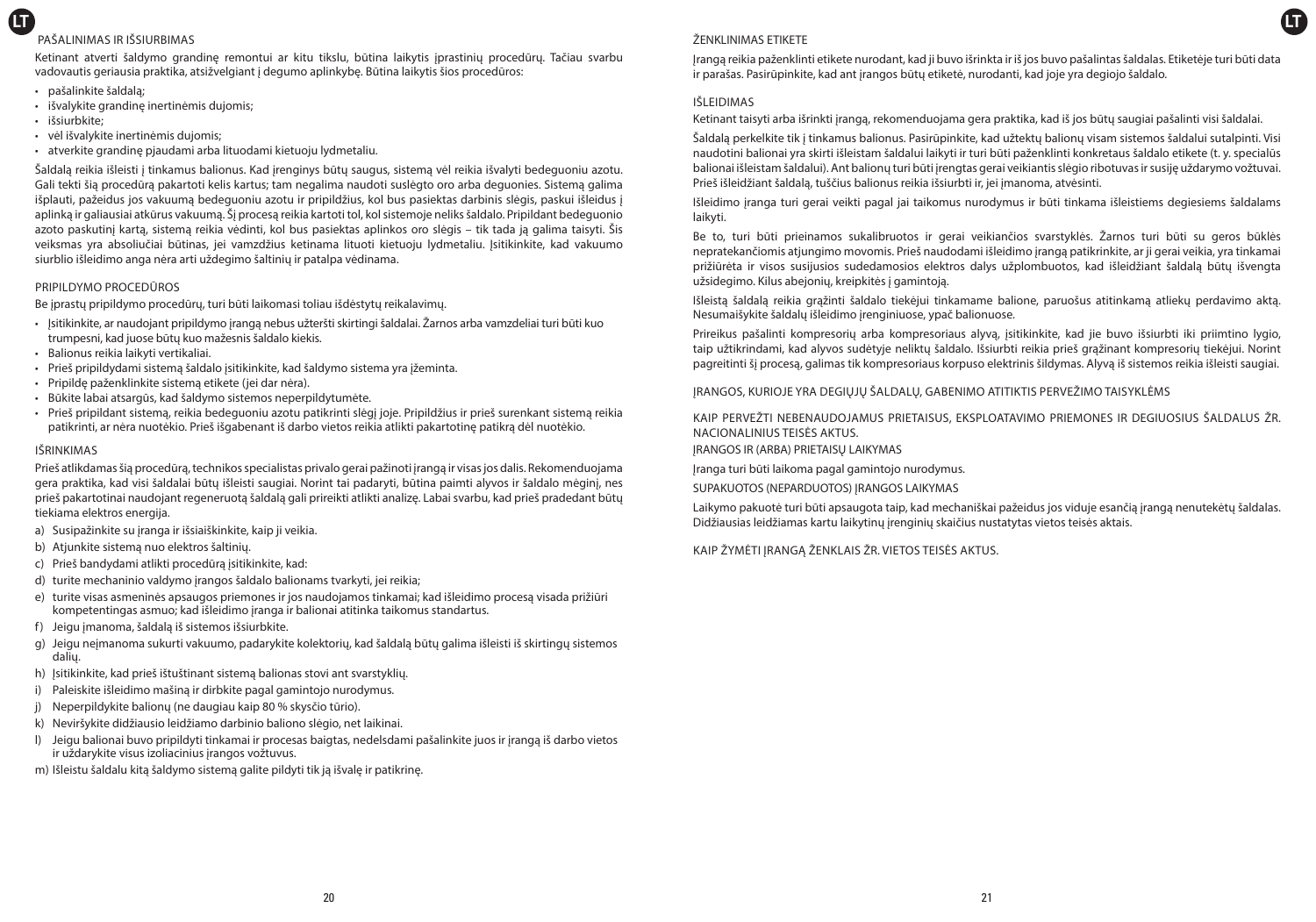## PAŠALINIMAS IR IŠSIURBIMAS

Ketinant atverti šaldymo grandinę remontui ar kitu tikslu, būtina laikytis įprastinių procedūrų. Tačiau svarbu vadovautis geriausia praktika, atsižvelgiant į degumo aplinkybę. Būtina laikytis šios procedūros:

- pašalinkite šaldalą;
- išvalykite grandinę inertinėmis dujomis;
- išsiurbkite;
- vėl išvalykite inertinėmis dujomis;
- atverkite grandinę pjaudami arba lituodami kietuoju lydmetaliu.

Šaldalą reikia išleisti į tinkamus balionus. Kad įrenginys būtų saugus, sistemą vėl reikia išvalyti bedeguoniu azotu. Gali tekti šią procedūrą pakartoti kelis kartus; tam negalima naudoti suslėgto oro arba deguonies. Sistemą galima išplauti, pažeidus jos vakuumą bedeguoniu azotu ir pripildžius, kol bus pasiektas darbinis slėgis, paskui išleidus į aplinką ir galiausiai atkūrus vakuumą. Šį procesą reikia kartoti tol, kol sistemoje neliks šaldalo. Pripildant bedeguonio azoto paskutinį kartą, sistemą reikia vėdinti, kol bus pasiektas aplinkos oro slėgis – tik tada ją galima taisyti. Šis veiksmas yra absoliučiai būtinas, jei vamzdžius ketinama lituoti kietuoju lydmetaliu. Įsitikinkite, kad vakuumo siurblio išleidimo anga nėra arti uždegimo šaltinių ir patalpa vėdinama.

## PRIPILDYMO PROCEDŪROS

Be įprastų pripildymo procedūrų, turi būti laikomasi toliau išdėstytų reikalavimų.

- Įsitikinkite, ar naudojant pripildymo įrangą nebus užteršti skirtingi šaldalai. Žarnos arba vamzdeliai turi būti kuo trumpesni, kad juose būtų kuo mažesnis šaldalo kiekis.
- Balionus reikia laikyti vertikaliai.
- Prieš pripildydami sistemą šaldalo įsitikinkite, kad šaldymo sistema yra įžeminta.
- Pripildę paženklinkite sistemą etikete (jei dar nėra).
- Būkite labai atsargūs, kad šaldymo sistemos neperpildytumėte.
- Prieš pripildant sistemą, reikia bedeguoniu azotu patikrinti slėgį joje. Pripildžius ir prieš surenkant sistemą reikia patikrinti, ar nėra nuotėkio. Prieš išgabenant iš darbo vietos reikia atlikti pakartotinę patikrą dėl nuotėkio.

## IŠRINKIMAS

Prieš atlikdamas šią procedūrą, technikos specialistas privalo gerai pažinoti įrangą ir visas jos dalis. Rekomenduojama gera praktika, kad visi šaldalai būtų išleisti saugiai. Norint tai padaryti, būtina paimti alyvos ir šaldalo mėginį, nes prieš pakartotinai naudojant regeneruotą šaldalą gali prireikti atlikti analizę. Labai svarbu, kad prieš pradedant būtų tiekiama elektros energija.

a) Susipažinkite su įranga ir išsiaiškinkite, kaip ji veikia.
b) Atjunkite sistemą nuo elektros šaltinių.
c) Prieš bandydami atlikti procedūrą įsitikinkite, kad:
d) turite mechaninio valdymo įrangos šaldalo balionams tvarkyti, jei reikia;
e) turite visas asmeninės apsaugos priemones ir jos naudojamos tinkamai; kad išleidimo procesą visada prižiūri kompetentingas asmuo; kad išleidimo įranga ir balionai atitinka taikomus standartus.
f) Jeigu įmanoma, šaldalą iš sistemos išsiurbkite.
g) Jeigu neįmanoma sukurti vakuumo, padarykite kolektorių, kad šaldalą būtų galima išleisti iš skirtingų sistemos dalių.
h) Įsitikinkite, kad prieš ištuštinant sistemą balionas stovi ant svarstyklių.
i) Paleiskite išleidimo mašiną ir dirbkite pagal gamintojo nurodymus.
j) Neperpildykite balionų (ne daugiau kaip 80 % skysčio tūrio).
k) Neviršykite didžiausio leidžiamo darbinio baliono slėgio, net laikinai.
l) Jeigu balionai buvo pripildyti tinkamai ir procesas baigtas, nedelsdami pašalinkite juos ir įrangą iš darbo vietos ir uždarykite visus izoliacinius įrangos vožtuvus.
m) Išleistu šaldalu kitą šaldymo sistemą galite pildyti tik ją išvalę ir patikrinę.

## ŽENKLINIMAS ETIKETE

Įrangą reikia paženklinti etikete nurodant, kad ji buvo išrinkta ir iš jos buvo pašalintas šaldalas. Etiketėje turi būti data ir parašas. Pasirūpinkite, kad ant įrangos būtų etiketė, nurodanti, kad joje yra degiojo šaldalo.

## IŠLEIDIMAS

Ketinant taisyti arba išrinkti įrangą, rekomenduojama gera praktika, kad iš jos būtų saugiai pašalinti visi šaldalai.

Šaldalą perkelkite tik į tinkamus balionus. Pasirūpinkite, kad užtektų balionų visam sistemos šaldalui sutalpinti. Visi naudotini balionai yra skirti išleistam šaldalui laikyti ir turi būti paženklinti konkretaus šaldalo etikete (t. y. specialūs balionai išleistam šaldalui). Ant balionų turi būti įrengtas gerai veikiantis slėgio ribotuvas ir susiję uždarymo vožtuvai. Prieš išleidžiant šaldalą, tuščius balionus reikia išsiurbti ir, jei įmanoma, atvėsinti.

Išleidimo įranga turi gerai veikti pagal jai taikomus nurodymus ir būti tinkama išleistiems degiesiems šaldalams laikyti.

Be to, turi būti prieinamos sukalibruotos ir gerai veikiančios svarstyklės. Žarnos turi būti su geros būklės nepratekančiomis atjungimo movomis. Prieš naudodami išleidimo įrangą patikrinkite, ar ji gerai veikia, yra tinkamai prižiūrėta ir visos susijusios sudedamosios elektros dalys užplombuotos, kad išleidžiant šaldalą būtų išvengta užsidegimo. Kilus abejonių, kreipkitės į gamintoją.

Išleistą šaldalą reikia grąžinti šaldalo tiekėjui tinkamame balione, paruošus atitinkamą atliekų perdavimo aktą. Nesumaišykite šaldalų išleidimo įrenginiuose, ypač balionuose.

Prireikus pašalinti kompresorių arba kompresoriaus alyvą, įsitikinkite, kad jie buvo išsiurbti iki priimtino lygio, taip užtikrindami, kad alyvos sudėtyje neliktų šaldalo. Išsiurbti reikia prieš grąžinant kompresorių tiekėjui. Norint pagreitinti šį procesą, galimas tik kompresoriaus korpuso elektrinis šildymas. Alyvą iš sistemos reikia išleisti saugiai.

ĮRANGOS, KURIOJE YRA DEGIŲJŲ ŠALDALŲ, GABENIMO ATITIKTIS PERVEŽIMO TAISYKLĖMS

KAIP PERVEŽTI NEBENAUDOJAMUS PRIETAISUS, EKSPLOATAVIMO PRIEMONES IR DEGIUOSIUS ŠALDALUS ŽR. NACIONALINIUS TEISĖS AKTUS.

ĮRANGOS IR (ARBA) PRIETAISŲ LAIKYMAS

Įranga turi būti laikoma pagal gamintojo nurodymus.

SUPAKUOTOS (NEPARDUOTOS) ĮRANGOS LAIKYMAS

Laikymo pakuotė turi būti apsaugota taip, kad mechaniškai pažeidus jos viduje esančią įrangą nenutekėtų šaldalas. Didžiausias leidžiamas kartu laikytinų įrenginių skaičius nustatytas vietos teisės aktais.

KAIP ŽYMĖTI ĮRANGĄ ŽENKLAIS ŽR. VIETOS TEISĖS AKTUS.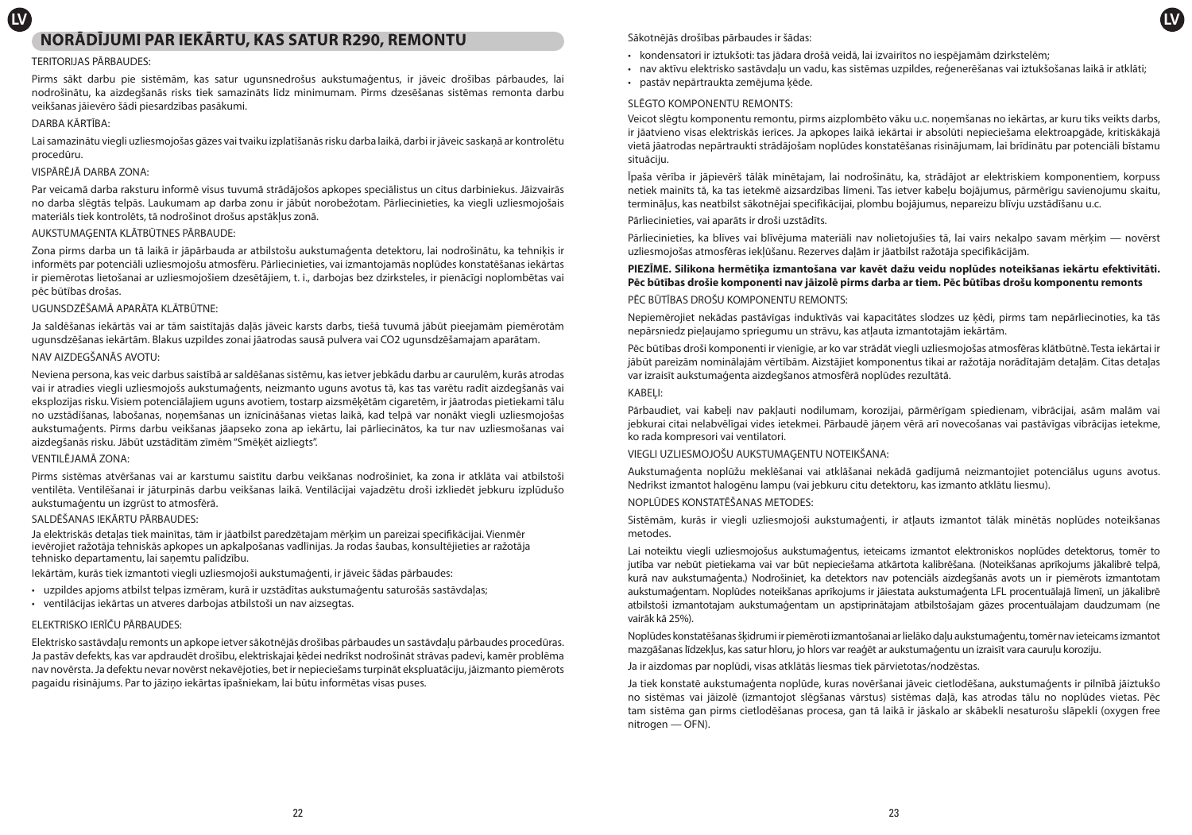## NORĀDĪJUMI PAR IEKĀRTU, KAS SATUR R290, REMONTU

TERITORIJAS PĀRBAUDES:

Pirms sākt darbu pie sistēmām, kas satur ugunsnedrošus aukstumaģentus, ir jāveic drošības pārbaudes, lai nodrošinātu, ka aizdegšanās risks tiek samazināts līdz minimumam. Pirms dzesēšanas sistēmas remonta darbu veikšanas jāievēro šādi piesardzības pasākumi.

DARBA KĀRTĪBA:

Lai samazinātu viegli uzliesmojošas gāzes vai tvaiku izplatīšanās risku darba laikā, darbi ir jāveic saskaņā ar kontrolētu procedūru.

VISPĀRĒJĀ DARBA ZONA:

Par veicamā darba raksturu informē visus tuvumā strādājošos apkopes speciālistus un citus darbiniekus. Jāizvairās no darba slēgtās telpās. Laukumam ap darba zonu ir jābūt norobežotam. Pārliecinieties, ka viegli uzliesmojošais materiāls tiek kontrolēts, tā nodrošinot drošus apstākļus zonā.

AUKSTUMAĢENTA KLĀTBŪTNES PĀRBAUDE:

Zona pirms darba un tā laikā ir jāpārbauda ar atbilstošu aukstumaģenta detektoru, lai nodrošinātu, ka tehniķis ir informēts par potenciāli uzliesmojošu atmosfēru. Pārliecinieties, vai izmantojamās noplūdes konstatēšanas iekārtas ir piemērotas lietošanai ar uzliesmojošiem dzesētājiem, t. i., darbojas bez dzirksteles, ir pienācīgi noplombētas vai pēc būtības drošas.

UGUNSDZĒŠAMĀ APARĀTA KLĀTBŪTNE:

Ja saldēšanas iekārtās vai ar tām saistītajās daļās jāveic karsts darbs, tiešā tuvumā jābūt pieejamām piemērotām ugunsdzēšanas iekārtām. Blakus uzpildes zonai jāatrodas sausā pulvera vai CO2 ugunsdzēšamajam aparātam.

NAV AIZDEGŠANĀS AVOTU:

Neviena persona, kas veic darbus saistībā ar saldēšanas sistēmu, kas ietver jebkādu darbu ar caurulēm, kurās atrodas vai ir atradies viegli uzliesmojošs aukstumaģents, neizmanto uguns avotus tā, ka tas varētu radīt aizdegšanās vai eksplozijas risku. Visiem potenciālajiem uguns avotiem, tostarp aizsmēķētām cigaretēm, ir jāatrodas pietiekami tālu no uzstādīšanas, labošanas, noņemšanas un iznīcināšanas vietas laikā, kad telpā var nonākt viegli uzliesmojošas aukstumaģents. Pirms darbu veikšanas jāapseko zona ap iekārtu, lai pārliecinātos, ka tur nav uzliesmošanas vai aizdegšanās risku. Jābūt uzstādītām zīmēm "Smēķēt aizliegts".

VENTILĒJAMĀ ZONA:

Pirms sistēmas atvēršanas vai ar karstumu saistītu darbu veikšanas nodrošiniet, ka zona ir atklāta vai atbilstoši ventilēta. Ventilēšanai ir jāturpinās darbu veikšanas laikā. Ventilācijai vajadzētu droši izkliedēt jebkuru izplūdušo aukstumaģentu un izgrūst to atmosfērā.

SALDĒŠANAS IEKĀRTU PĀRBAUDES:

Ja elektriskās detaļas tiek mainītas, tām ir jāatbilst paredzētajam mērķim un pareizai specifikācijai. Vienmēr ievērojiet ražotāja tehniskās apkopes un apkalpošanas vadlīnijas. Ja rodas šaubas, konsultējieties ar ražotāja tehnisko departamentu, lai saņemtu palīdzību.

Iekārtām, kurās tiek izmantoti viegli uzliesmojoši aukstumaģenti, ir jāveic šādas pārbaudes:

- uzpildes apjoms atbilst telpas izmēram, kurā ir uzstādītas aukstumaģentu saturošās sastāvdaļas;
- ventilācijas iekārtas un atveres darbojas atbilstoši un nav aizsegtas.

ELEKTRISKO IERĪČU PĀRBAUDES:

Elektrisko sastāvdaļu remonts un apkope ietver sākotnējās drošības pārbaudes un sastāvdaļu pārbaudes procedūras. Ja pastāv defekts, kas var apdraudēt drošību, elektriskajai ķēdei nedrīkst nodrošināt strāvas padevi, kamēr problēma nav novērsta. Ja defektu nevar novērst nekavējoties, bet ir nepieciešams turpināt ekspluatāciju, jāizmanto piemērots pagaidu risinājums. Par to jāziņo iekārtas īpašniekam, lai būtu informētas visas puses.

Sākotnējās drošības pārbaudes ir šādas:

- kondensatori ir iztukšoti: tas jādara drošā veidā, lai izvairītos no iespējamām dzirkstelēm;
- nav aktīvu elektrisko sastāvdaļu un vadu, kas sistēmas uzpildes, reģenerēšanas vai iztukšošanas laikā ir atklāti;
- pastāv nepārtraukta zemējuma ķēde.

SLĒGTO KOMPONENTU REMONTS:

Veicot slēgtu komponentu remontu, pirms aizplombēto vāku u.c. noņemšanas no iekārtas, ar kuru tiks veikts darbs, ir jāatvieno visas elektriskās ierīces. Ja apkopes laikā iekārtai ir absolūti nepieciešama elektroapgāde, kritiskākajā vietā jāatrodas nepārtraukti strādājošam noplūdes konstatēšanas risinājumam, lai brīdinātu par potenciāli bīstamu situāciju.

Īpaša vērība ir jāpievērš tālāk minētajam, lai nodrošinātu, ka, strādājot ar elektriskiem komponentiem, korpuss netiek mainīts tā, ka tas ietekmē aizsardzības līmeni. Tas ietver kabeļu bojājumus, pārmērīgu savienojumu skaitu, termināļus, kas neatbilst sākotnējai specifikācijai, plombu bojājumus, nepareizu blīvju uzstādīšanu u.c.

Pārliecinieties, vai aparāts ir droši uzstādīts.

Pārliecinieties, ka blīves vai blīvējuma materiāli nav nolietojušies tā, lai vairs nekalpo savam mērķim — novērst uzliesmojošas atmosfēras iekļūšanu. Rezerves daļām ir jāatbilst ražotāja specifikācijām.

**PIEZĪME. Silikona hermētiķa izmantošana var kavēt dažu veidu noplūdes noteikšanas iekārtu efektivitāti. Pēc būtības drošie komponenti nav jāizolē pirms darba ar tiem. Pēc būtības drošu komponentu remonts**

PĒC BŪTĪBAS DROŠU KOMPONENTU REMONTS:

Nepiemērojiet nekādas pastāvīgas induktīvās vai kapacitātes slodzes uz ķēdi, pirms tam nepārliecinoties, ka tās nepārsniedz pieļaujamo spriegumu un strāvu, kas atļauta izmantotajām iekārtām.

Pēc būtības droši komponenti ir vienīgie, ar ko var strādāt viegli uzliesmojošas atmosfēras klātbūtnē. Testa iekārtai ir jābūt pareizām nominālajām vērtībām. Aizstājiet komponentus tikai ar ražotāja norādītajām detaļām. Citas detaļas var izraisīt aukstumaģenta aizdegšanos atmosfērā noplūdes rezultātā.

KABEĻI:

Pārbaudiet, vai kabeļi nav pakļauti nodilumam, korozijai, pārmērīgam spiedienam, vibrācijai, asām malām vai jebkurai citai nelabvēlīgai vides ietekmei. Pārbaudē jāņem vērā arī novecošanas vai pastāvīgas vibrācijas ietekme, ko rada kompresori vai ventilatori.

VIEGLI UZLIESMOJOŠU AUKSTUMAĢENTU NOTEIKŠANA:

Aukstumaģenta noplūžu meklēšanai vai atklāšanai nekādā gadījumā neizmantojiet potenciālus uguns avotus. Nedrīkst izmantot halogēnu lampu (vai jebkuru citu detektoru, kas izmanto atklātu liesmu).

NOPLŪDES KONSTATĒŠANAS METODES:

Sistēmām, kurās ir viegli uzliesmojoši aukstumaģenti, ir atļauts izmantot tālāk minētās noplūdes noteikšanas metodes.

Lai noteiktu viegli uzliesmojošus aukstumaģentus, ieteicams izmantot elektroniskos noplūdes detektorus, tomēr to jutība var nebūt pietiekama vai var būt nepieciešama atkārtota kalibrēšana. (Noteikšanas aprīkojums jākalibrē telpā, kurā nav aukstumaģenta.) Nodrošiniet, ka detektors nav potenciāls aizdegšanās avots un ir piemērots izmantotam aukstumaģentam. Noplūdes noteikšanas aprīkojums ir jāiestata aukstumaģenta LFL procentuālajā līmenī, un jākalibrē atbilstoši izmantotajam aukstumaģentam un apstiprinātajam atbilstošajam gāzes procentuālajam daudzumam (ne vairāk kā 25%).

Noplūdes konstatēšanas šķidrumi ir piemēroti izmantošanai ar lielāko daļu aukstumaģentu, tomēr nav ieteicams izmantot mazgāšanas līdzekļus, kas satur hloru, jo hlors var reaģēt ar aukstumaģentu un izraisīt vara cauruļu koroziju.

Ja ir aizdomas par noplūdi, visas atklātās liesmas tiek pārvietotas/nodzēstas.

Ja tiek konstatē aukstumaģenta noplūde, kuras novēršanai jāveic cietlodēšana, aukstumaģents ir pilnībā jāiztukšo no sistēmas vai jāizolē (izmantojot slēgšanas vārstus) sistēmas daļā, kas atrodas tālu no noplūdes vietas. Pēc tam sistēma gan pirms cietlodēšanas procesa, gan tā laikā ir jāskalo ar skābekli nesaturošu slāpekli (oxygen free nitrogen — OFN).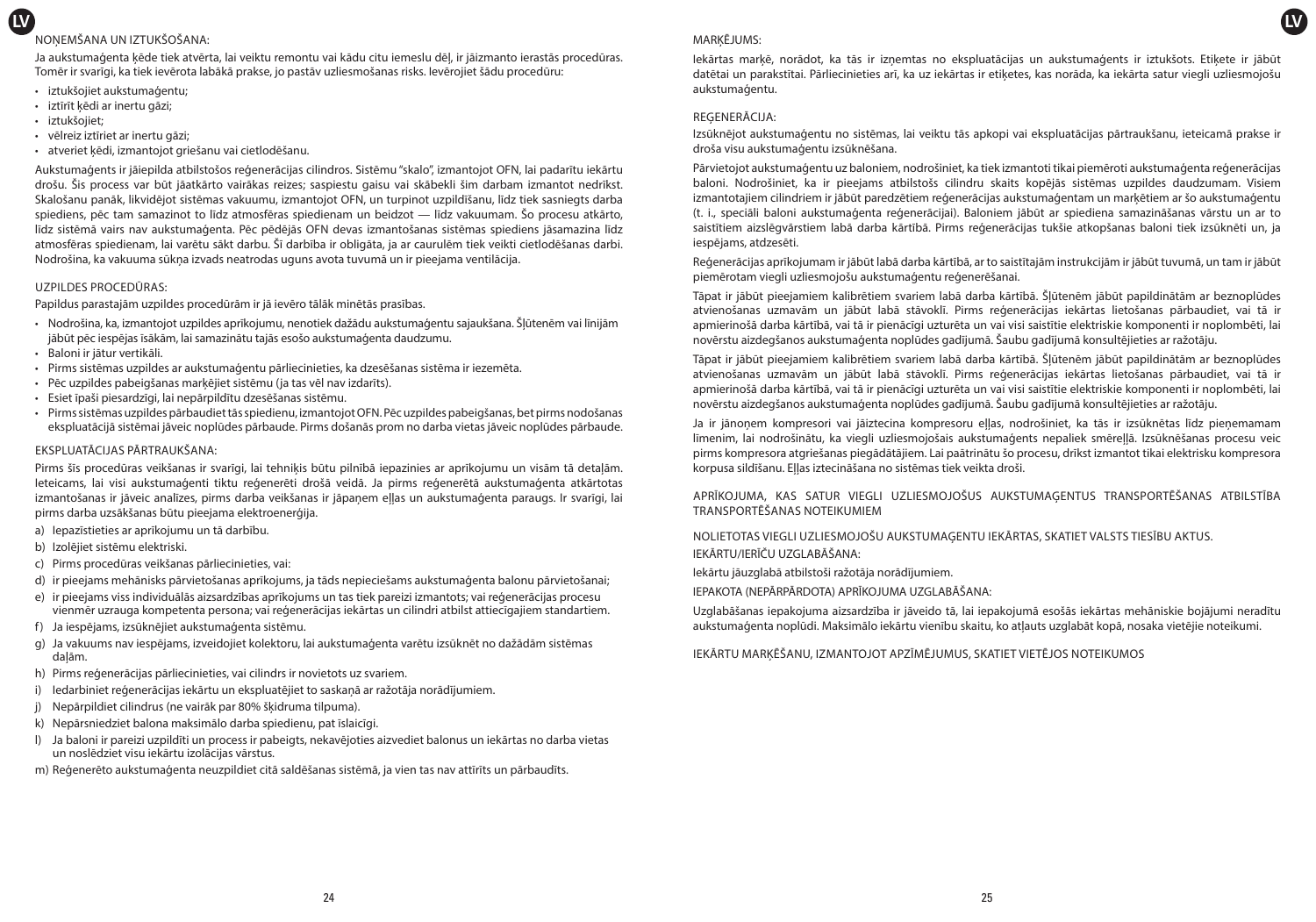NOŅEMŠANA UN IZTUKŠOŠANA:

Ja aukstumaģenta ķēde tiek atvērta, lai veiktu remontu vai kādu citu iemeslu dēļ, ir jāizmanto ierastās procedūras. Tomēr ir svarīgi, ka tiek ievērota labākā prakse, jo pastāv uzliesmošanas risks. Ievērojiet šādu procedūru:

- iztukšojiet aukstumaģentu;
- iztīrīt ķēdi ar inertu gāzi;
- iztukšojiet;
- vēlreiz iztīriet ar inertu gāzi;
- atveriet ķēdi, izmantojot griešanu vai cietlodēšanu.

Aukstumaģents ir jāiepilda atbilstošos reģenerācijas cilindros. Sistēmu "skalo", izmantojot OFN, lai padarītu iekārtu drošu. Šis process var būt jāatkārto vairākas reizes; saspiestu gaisu vai skābekli šim darbam izmantot nedrīkst. Skalošanu panāk, likvidējot sistēmas vakuumu, izmantojot OFN, un turpinot uzpildīšanu, līdz tiek sasniegts darba spiediens, pēc tam samazinot to līdz atmosfēras spiedienam un beidzot — līdz vakuumam. Šo procesu atkārto, līdz sistēmā vairs nav aukstumaģenta. Pēc pēdējās OFN devas izmantošanas sistēmas spiediens jāsamazina līdz atmosfēras spiedienam, lai varētu sākt darbu. Šī darbība ir obligāta, ja ar caurulēm tiek veikti cietlodēšanas darbi. Nodrošina, ka vakuuma sūkņa izvads neatrodas uguns avota tuvumā un ir pieejama ventilācija.

UZPILDES PROCEDŪRAS:

Papildus parastajām uzpildes procedūrām ir jā ievēro tālāk minētās prasības.

- Nodrošina, ka, izmantojot uzpildes aprīkojumu, nenotiek dažādu aukstumaģentu sajaukšana. Šļūtenēm vai līnijām jābūt pēc iespējas īsākām, lai samazinātu tajās esošo aukstumaģenta daudzumu.
- Baloni ir jātur vertikāli.
- Pirms sistēmas uzpildes ar aukstumaģentu pārliecinieties, ka dzesēšanas sistēma ir iezemēta.
- Pēc uzpildes pabeigšanas marķējiet sistēmu (ja tas vēl nav izdarīts).
- Esiet īpaši piesardzīgi, lai nepārpildītu dzesēšanas sistēmu.
- Pirms sistēmas uzpildes pārbaudiet tās spiedienu, izmantojot OFN. Pēc uzpildes pabeigšanas, bet pirms nodošanas ekspluatācijā sistēmai jāveic noplūdes pārbaude. Pirms došanās prom no darba vietas jāveic noplūdes pārbaude.

EKSPLUATĀCIJAS PĀRTRAUKŠANA:

Pirms šīs procedūras veikšanas ir svarīgi, lai tehniķis būtu pilnībā iepazinies ar aprīkojumu un visām tā detaļām. Ieteicams, lai visi aukstumaģenti tiktu reģenerēti drošā veidā. Ja pirms reģenerētā aukstumaģenta atkārtotas izmantošanas ir jāveic analīzes, pirms darba veikšanas ir jāpaņem eļļas un aukstumaģenta paraugs. Ir svarīgi, lai pirms darba uzsākšanas būtu pieejama elektroenerģija.

a) Iepazīstieties ar aprīkojumu un tā darbību.
b) Izolējiet sistēmu elektriski.
c) Pirms procedūras veikšanas pārliecinieties, vai:
d) ir pieejams mehānisks pārvietošanas aprīkojums, ja tāds nepieciešams aukstumaģenta balonu pārvietošanai;
e) ir pieejams viss individuālās aizsardzības aprīkojums un tas tiek pareizi izmantots; vai reģenerācijas procesu vienmēr uzrauga kompetenta persona; vai reģenerācijas iekārtas un cilindri atbilst attiecīgajiem standartiem.
f) Ja iespējams, izsūknējiet aukstumaģenta sistēmu.
g) Ja vakuums nav iespējams, izveidojiet kolektoru, lai aukstumaģenta varētu izsūknēt no dažādām sistēmas daļām.
h) Pirms reģenerācijas pārliecinieties, vai cilindrs ir novietots uz svariem.
i) Iedarbiniet reģenerācijas iekārtu un ekspluatējiet to saskaņā ar ražotāja norādījumiem.
j) Nepārpildiet cilindrus (ne vairāk par 80% šķidruma tilpuma).
k) Nepārsniedziet balona maksimālo darba spiedienu, pat īslaicīgi.
l) Ja baloni ir pareizi uzpildīti un process ir pabeigts, nekavējoties aizvediet balonus un iekārtas no darba vietas un noslēdziet visu iekārtu izolācijas vārstus.
m) Reģenerēto aukstumaģenta neuzpildiet citā saldēšanas sistēmā, ja vien tas nav attīrīts un pārbaudīts.

MARĶĒJUMS:

Iekārtas marķē, norādot, ka tās ir izņemtas no ekspluatācijas un aukstumaģents ir iztukšots. Etiķete ir jābūt datētai un parakstītai. Pārliecinieties arī, ka uz iekārtas ir etiķetes, kas norāda, ka iekārta satur viegli uzliesmojošu aukstumaģentu.

REĢENERĀCIJA:

Izsūknējot aukstumaģentu no sistēmas, lai veiktu tās apkopi vai ekspluatācijas pārtraukšanu, ieteicamā prakse ir droša visu aukstumaģentu izsūknēšana.

Pārvietojot aukstumaģentu uz baloniem, nodrošiniet, ka tiek izmantoti tikai piemēroti aukstumaģenta reģenerācijas baloni. Nodrošiniet, ka ir pieejams atbilstošs cilindru skaits kopējās sistēmas uzpildes daudzumam. Visiem izmantotajiem cilindriem ir jābūt paredzētiem reģenerācijas aukstumaģentam un marķētiem ar šo aukstumaģentu (t. i., speciāli baloni aukstumaģenta reģenerācijai). Baloniem jābūt ar spiediena samazināšanas vārstu un ar to saistītiem aizslēgvārstiem labā darba kārtībā. Pirms reģenerācijas tukšie atkopšanas baloni tiek izsūknēti un, ja iespējams, atdzesēti.

Reģenerācijas aprīkojumam ir jābūt labā darba kārtībā, ar to saistītajām instrukcijām ir jābūt tuvumā, un tam ir jābūt piemērotam viegli uzliesmojošu aukstumaģentu reģenerēšanai.

Tāpat ir jābūt pieejamiem kalibrētiem svariem labā darba kārtībā. Šļūtenēm jābūt papildinātām ar beznoplūdes atvienošanas uzmavām un jābūt labā stāvoklī. Pirms reģenerācijas iekārtas lietošanas pārbaudiet, vai tā ir apmierinošā darba kārtībā, vai tā ir pienācīgi uzturēta un vai visi saistītie elektriskie komponenti ir noplombēti, lai novērstu aizdegšanos aukstumaģenta noplūdes gadījumā. Šaubu gadījumā konsultējieties ar ražotāju.

Tāpat ir jābūt pieejamiem kalibrētiem svariem labā darba kārtībā. Šļūtenēm jābūt papildinātām ar beznoplūdes atvienošanas uzmavām un jābūt labā stāvoklī. Pirms reģenerācijas iekārtas lietošanas pārbaudiet, vai tā ir apmierinošā darba kārtībā, vai tā ir pienācīgi uzturēta un vai visi saistītie elektriskie komponenti ir noplombēti, lai novērstu aizdegšanos aukstumaģenta noplūdes gadījumā. Šaubu gadījumā konsultējieties ar ražotāju.

Ja ir jānoņem kompresori vai jāiztecina kompresoru eļļas, nodrošiniet, ka tās ir izsūknētas līdz pieņemamam līmenim, lai nodrošinātu, ka viegli uzliesmojošais aukstumaģents nepaliek smēreļļā. Izsūknēšanas procesu veic pirms kompresora atgriešanas piegādātājiem. Lai paātrinātu šo procesu, drīkst izmantot tikai elektrisku kompresora korpusa sildīšanu. Eļļas iztecināšana no sistēmas tiek veikta droši.

APRĪKOJUMA, KAS SATUR VIEGLI UZLIESMOJOŠUS AUKSTUMAĢENTUS TRANSPORTĒŠANAS ATBILSTĪBA TRANSPORTĒŠANAS NOTEIKUMIEM

NOLIETOTAS VIEGLI UZLIESMOJOŠU AUKSTUMAĢENTU IEKĀRTAS, SKATIET VALSTS TIESĪBU AKTUS.

IEKĀRTU/IERĪČU UZGLABĀŠANA:

Iekārtu jāuzglabā atbilstoši ražotāja norādījumiem.

IEPAKOTA (NEPĀRDOTA) APRĪKOJUMA UZGLABĀŠANA:

Uzglabāšanas iepakojuma aizsardzība ir jāveido tā, lai iepakojumā esošās iekārtas mehāniskie bojājumi neradītu aukstumaģenta noplūdi. Maksimālo iekārtu vienību skaitu, ko atļauts uzglabāt kopā, nosaka vietējie noteikumi.

IEKĀRTU MARĶĒŠANU, IZMANTOJOT APZĪMĒJUMUS, SKATIET VIETĒJOS NOTEIKUMOS